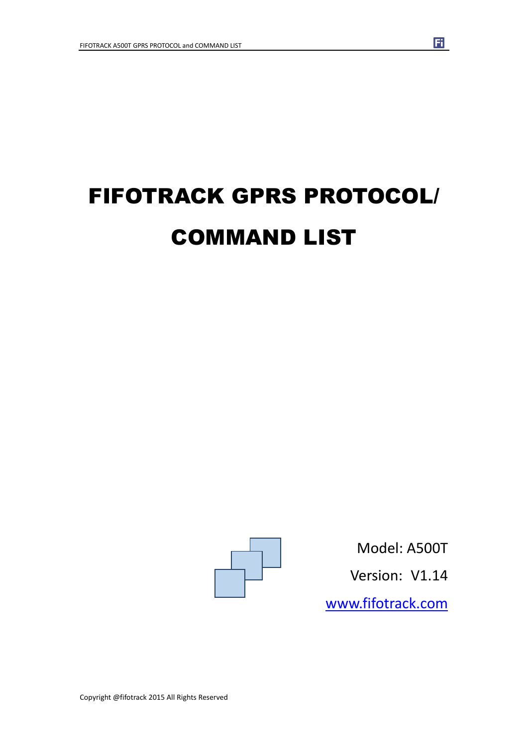# FIFOTRACK GPRS PROTOCOL/ COMMAND LIST

Model: A500T

Version: V1.14

www.fifotrack.com

Copyright @fifotrack 2015 All Rights Reserved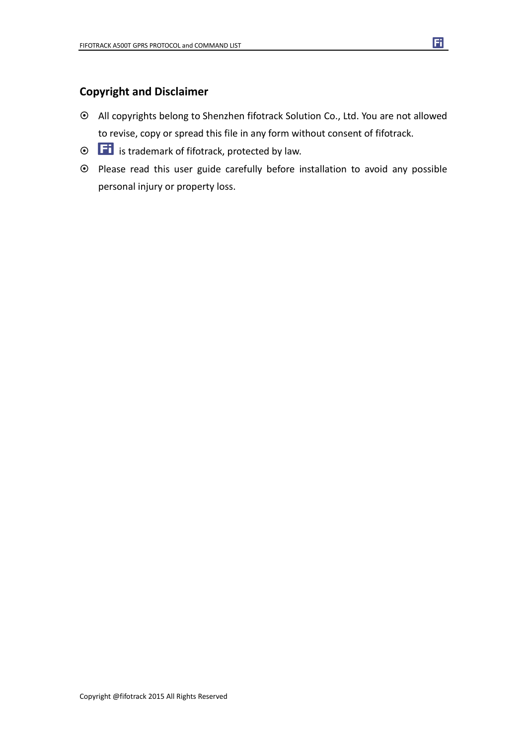## Copyright and Disclaimer

- All copyrights belong to Shenzhen fifotrack Solution Co., Ltd. You are not allowed to revise, copy or spread this file in any form without consent of fifotrack.
- Fi is trademark of fifotrack, protected by law.
- Please read this user guide carefully before installation to avoid any possible personal injury or property loss.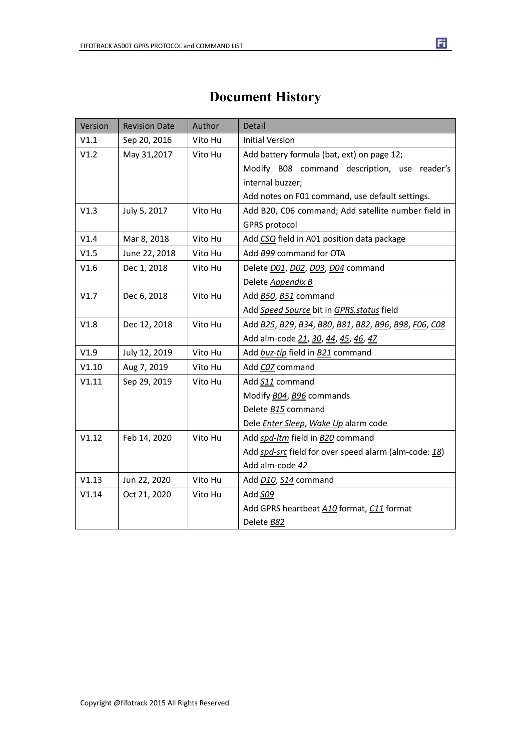# Document History

| Version | Revision Date | Author | Detail |
|---|---|---|---|
| V1.1 | Sep 20, 2016 | Vito Hu | Initial Version |
| V1.2 | May 31,2017 | Vito Hu | Add battery formula (bat, ext) on page 12;<br>Modify B08 command description, use reader's internal buzzer;<br>Add notes on F01 command, use default settings. |
| V1.3 | July 5, 2017 | Vito Hu | Add B20, C06 command; Add satellite number field in GPRS protocol |
| V1.4 | Mar 8, 2018 | Vito Hu | Add *CSQ* field in A01 position data package |
| V1.5 | June 22, 2018 | Vito Hu | Add *B99* command for OTA |
| V1.6 | Dec 1, 2018 | Vito Hu | Delete *D01*, *D02*, *D03*, *D04* command<br>Delete *Appendix B* |
| V1.7 | Dec 6, 2018 | Vito Hu | Add *B50*, *B51* command<br>Add *Speed Source* bit in *GPRS.status* field |
| V1.8 | Dec 12, 2018 | Vito Hu | Add *B25*, *B29*, *B34*, *B80*, *B81*, *B82*, *B96*, *B98*, *F06*, *C08*<br>Add alm-code *21*, *30*, *44*, *45*, *46*, *47* |
| V1.9 | July 12, 2019 | Vito Hu | Add *buz-tip* field in *B21* command |
| V1.10 | Aug 7, 2019 | Vito Hu | Add *C07* command |
| V1.11 | Sep 29, 2019 | Vito Hu | Add *S11* command<br>Modify *B04*, *B96* commands<br>Delete *B15* command<br>Dele *Enter Sleep*, *Wake Up* alarm code |
| V1.12 | Feb 14, 2020 | Vito Hu | Add *spd-ltm* field in *B20* command<br>Add *spd-src* field for over speed alarm (alm-code: *18*)<br>Add alm-code *42* |
| V1.13 | Jun 22, 2020 | Vito Hu | Add *D10*, *S14* command |
| V1.14 | Oct 21, 2020 | Vito Hu | Add *S09*<br>Add GPRS heartbeat *A10* format, *C11* format<br>Delete *B82* |

Copyright @fifotrack 2015 All Rights Reserved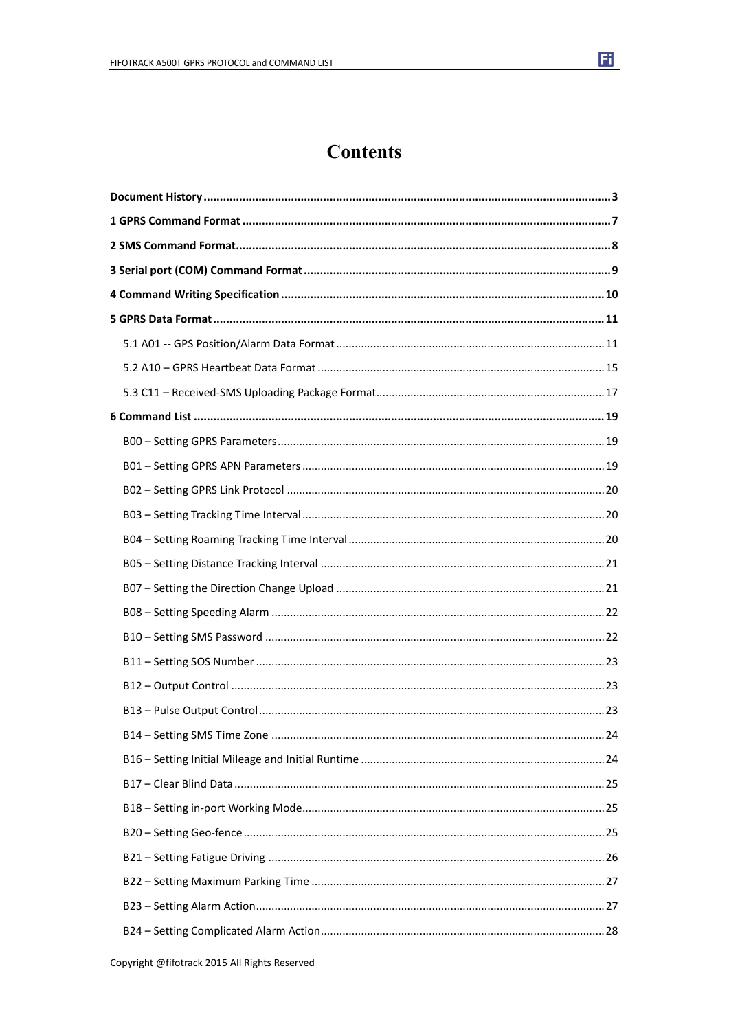# Contents

**Document History** ........................................ **3**

**1 GPRS Command Format** ........................................ **7**

**2 SMS Command Format** ........................................ **8**

**3 Serial port (COM) Command Format** ........................................ **9**

**4 Command Writing Specification** ........................................ **10**

**5 GPRS Data Format** ........................................ **11**

- 5.1 A01 -- GPS Position/Alarm Data Format ........................................ 11
- 5.2 A10 – GPRS Heartbeat Data Format ........................................ 15
- 5.3 C11 – Received-SMS Uploading Package Format ........................................ 17

**6 Command List** ........................................ **19**

- B00 – Setting GPRS Parameters ........................................ 19
- B01 – Setting GPRS APN Parameters ........................................ 19
- B02 – Setting GPRS Link Protocol ........................................ 20
- B03 – Setting Tracking Time Interval ........................................ 20
- B04 – Setting Roaming Tracking Time Interval ........................................ 20
- B05 – Setting Distance Tracking Interval ........................................ 21
- B07 – Setting the Direction Change Upload ........................................ 21
- B08 – Setting Speeding Alarm ........................................ 22
- B10 – Setting SMS Password ........................................ 22
- B11 – Setting SOS Number ........................................ 23
- B12 – Output Control ........................................ 23
- B13 – Pulse Output Control ........................................ 23
- B14 – Setting SMS Time Zone ........................................ 24
- B16 – Setting Initial Mileage and Initial Runtime ........................................ 24
- B17 – Clear Blind Data ........................................ 25
- B18 – Setting in-port Working Mode ........................................ 25
- B20 – Setting Geo-fence ........................................ 25
- B21 – Setting Fatigue Driving ........................................ 26
- B22 – Setting Maximum Parking Time ........................................ 27
- B23 – Setting Alarm Action ........................................ 27
- B24 – Setting Complicated Alarm Action ........................................ 28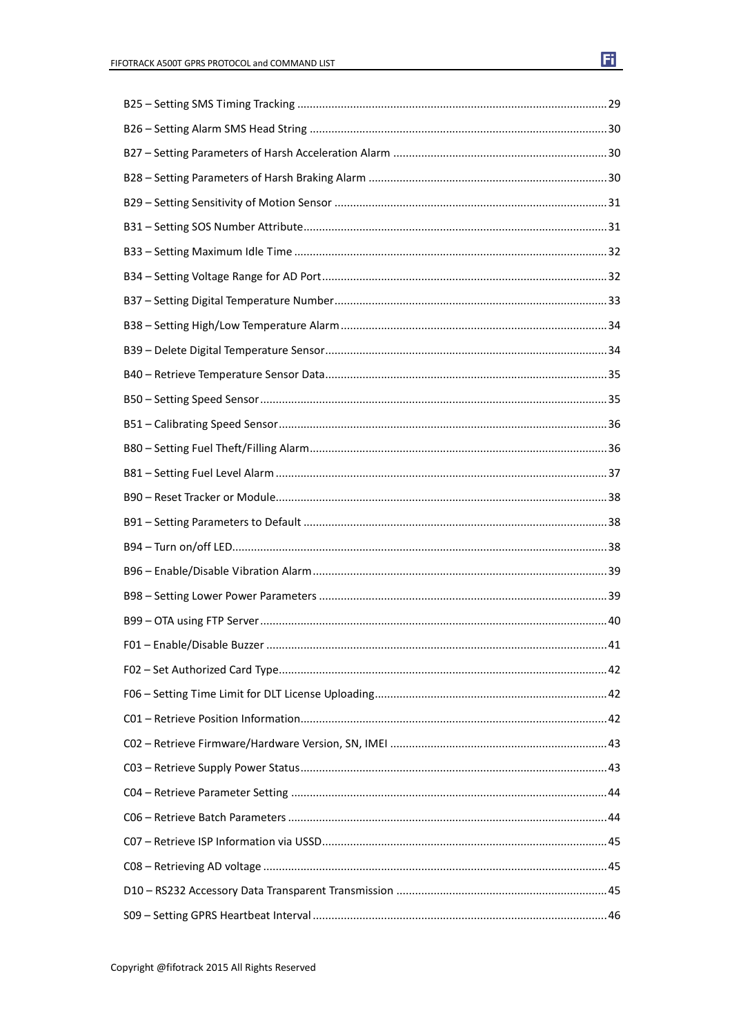B25 – Setting SMS Timing Tracking .......... 29
B26 – Setting Alarm SMS Head String .......... 30
B27 – Setting Parameters of Harsh Acceleration Alarm .......... 30
B28 – Setting Parameters of Harsh Braking Alarm .......... 30
B29 – Setting Sensitivity of Motion Sensor .......... 31
B31 – Setting SOS Number Attribute .......... 31
B33 – Setting Maximum Idle Time .......... 32
B34 – Setting Voltage Range for AD Port .......... 32
B37 – Setting Digital Temperature Number .......... 33
B38 – Setting High/Low Temperature Alarm .......... 34
B39 – Delete Digital Temperature Sensor .......... 34
B40 – Retrieve Temperature Sensor Data .......... 35
B50 – Setting Speed Sensor .......... 35
B51 – Calibrating Speed Sensor .......... 36
B80 – Setting Fuel Theft/Filling Alarm .......... 36
B81 – Setting Fuel Level Alarm .......... 37
B90 – Reset Tracker or Module .......... 38
B91 – Setting Parameters to Default .......... 38
B94 – Turn on/off LED .......... 38
B96 – Enable/Disable Vibration Alarm .......... 39
B98 – Setting Lower Power Parameters .......... 39
B99 – OTA using FTP Server .......... 40
F01 – Enable/Disable Buzzer .......... 41
F02 – Set Authorized Card Type .......... 42
F06 – Setting Time Limit for DLT License Uploading .......... 42
C01 – Retrieve Position Information .......... 42
C02 – Retrieve Firmware/Hardware Version, SN, IMEI .......... 43
C03 – Retrieve Supply Power Status .......... 43
C04 – Retrieve Parameter Setting .......... 44
C06 – Retrieve Batch Parameters .......... 44
C07 – Retrieve ISP Information via USSD .......... 45
C08 – Retrieving AD voltage .......... 45
D10 – RS232 Accessory Data Transparent Transmission .......... 45
S09 – Setting GPRS Heartbeat Interval .......... 46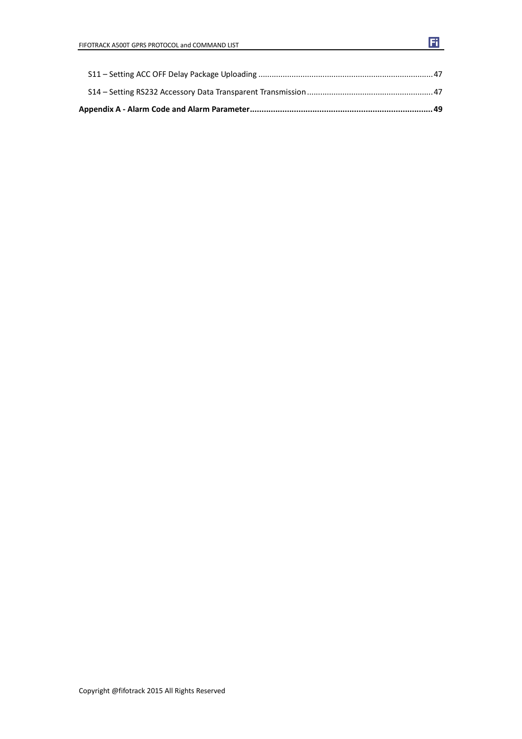S11 – Setting ACC OFF Delay Package Uploading ............................................................................ 47

S14 – Setting RS232 Accessory Data Transparent Transmission ...................................................... 47

**Appendix A - Alarm Code and Alarm Parameter ............................................................................ 49**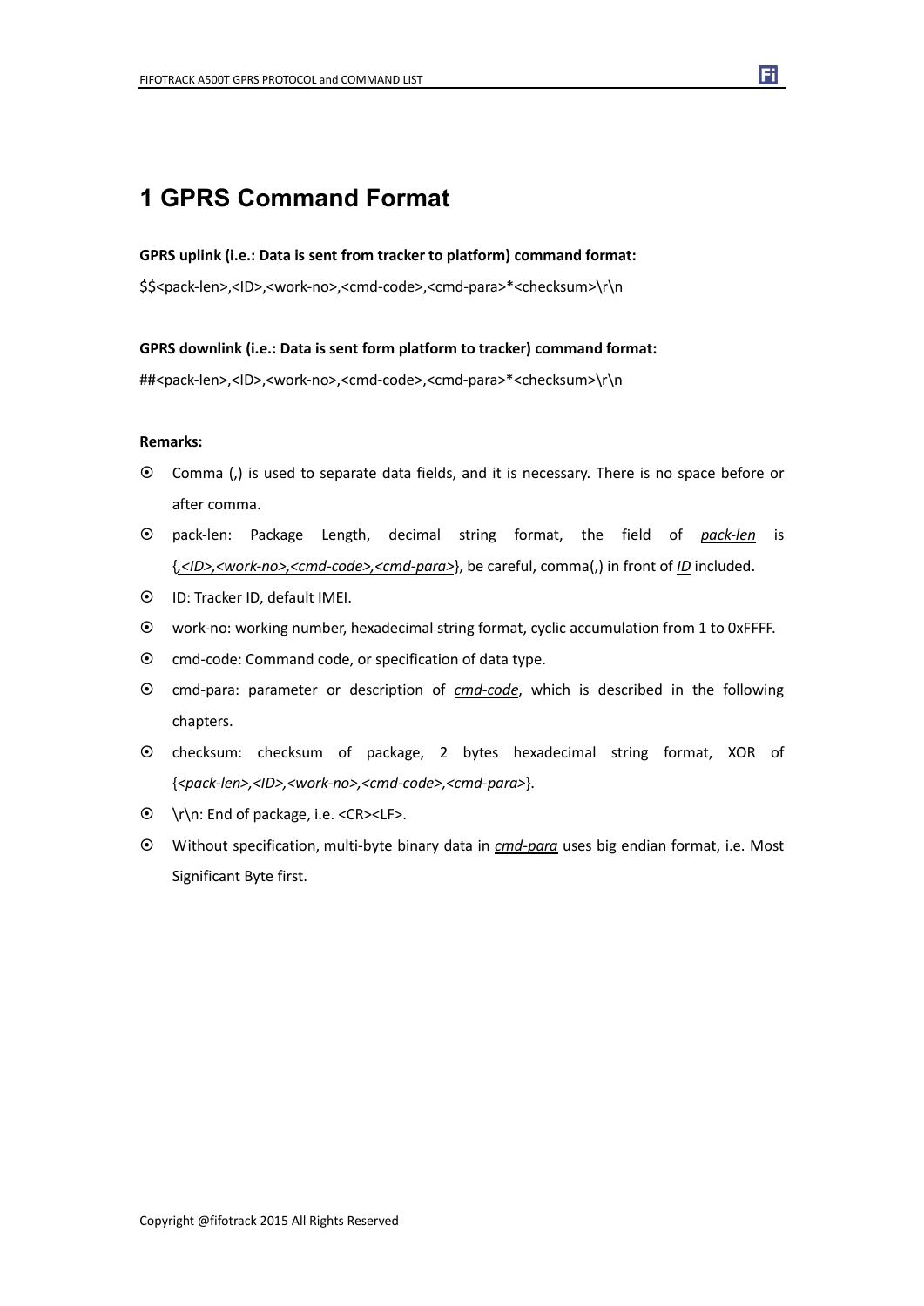# 1 GPRS Command Format

**GPRS uplink (i.e.: Data is sent from tracker to platform) command format:**

$$<pack-len>,<ID>,<work-no>,<cmd-code>,<cmd-para>*<checksum>\r\n

**GPRS downlink (i.e.: Data is sent form platform to tracker) command format:**

##<pack-len>,<ID>,<work-no>,<cmd-code>,<cmd-para>*<checksum>\r\n

**Remarks:**

- Comma (,) is used to separate data fields, and it is necessary. There is no space before or after comma.
- pack-len: Package Length, decimal string format, the field of *pack-len* is {*,<ID>,<work-no>,<cmd-code>,<cmd-para>*}, be careful, comma(,) in front of *ID* included.
- ID: Tracker ID, default IMEI.
- work-no: working number, hexadecimal string format, cyclic accumulation from 1 to 0xFFFF.
- cmd-code: Command code, or specification of data type.
- cmd-para: parameter or description of *cmd-code*, which is described in the following chapters.
- checksum: checksum of package, 2 bytes hexadecimal string format, XOR of {*<pack-len>,<ID>,<work-no>,<cmd-code>,<cmd-para>*}.
- \r\n: End of package, i.e. <CR><LF>.
- Without specification, multi-byte binary data in *cmd-para* uses big endian format, i.e. Most Significant Byte first.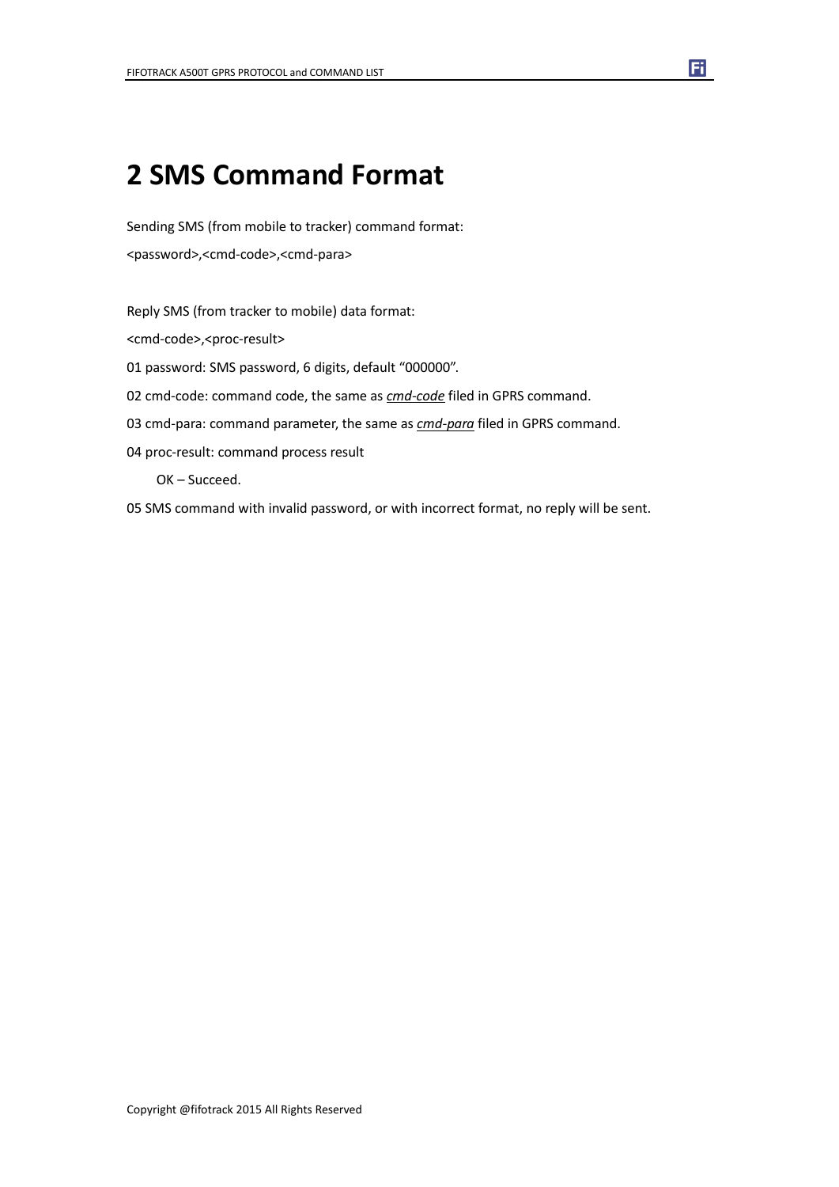# 2 SMS Command Format

Sending SMS (from mobile to tracker) command format:

<password>,<cmd-code>,<cmd-para>

Reply SMS (from tracker to mobile) data format:

<cmd-code>,<proc-result>

01 password: SMS password, 6 digits, default “000000”.

02 cmd-code: command code, the same as ***cmd-code*** filed in GPRS command.

03 cmd-para: command parameter, the same as ***cmd-para*** filed in GPRS command.

04 proc-result: command process result

    OK – Succeed.

05 SMS command with invalid password, or with incorrect format, no reply will be sent.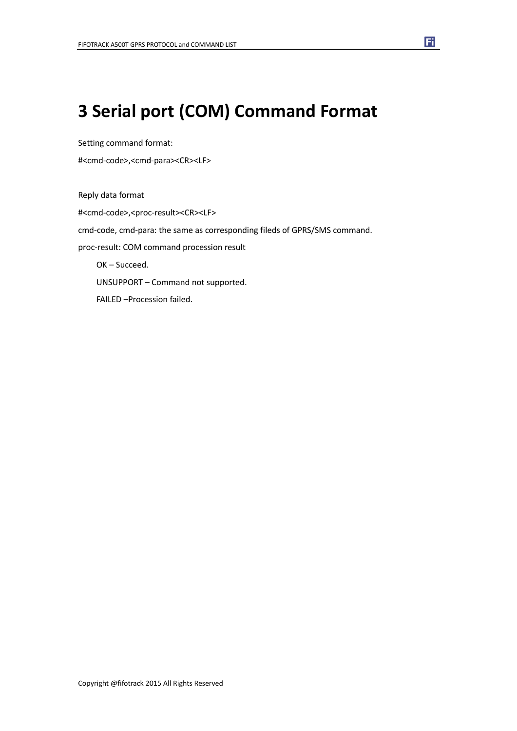# 3 Serial port (COM) Command Format

Setting command format:

#<cmd-code>,<cmd-para><CR><LF>

Reply data format

#<cmd-code>,<proc-result><CR><LF>

cmd-code, cmd-para: the same as corresponding fileds of GPRS/SMS command.

proc-result: COM command procession result

OK – Succeed.

UNSUPPORT – Command not supported.

FAILED –Procession failed.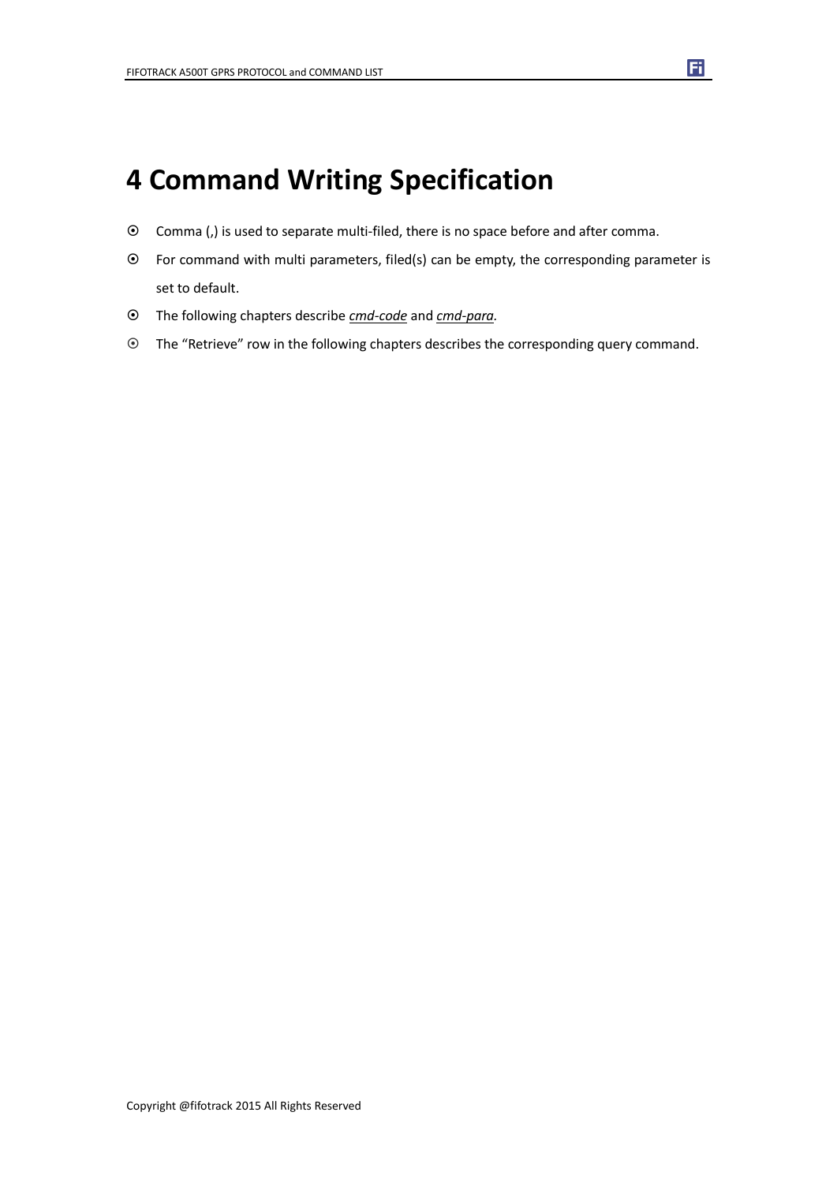# 4 Command Writing Specification

- Comma (,) is used to separate multi-filed, there is no space before and after comma.
- For command with multi parameters, filed(s) can be empty, the corresponding parameter is set to default.
- The following chapters describe ***cmd-code*** and ***cmd-para***.
- The "Retrieve" row in the following chapters describes the corresponding query command.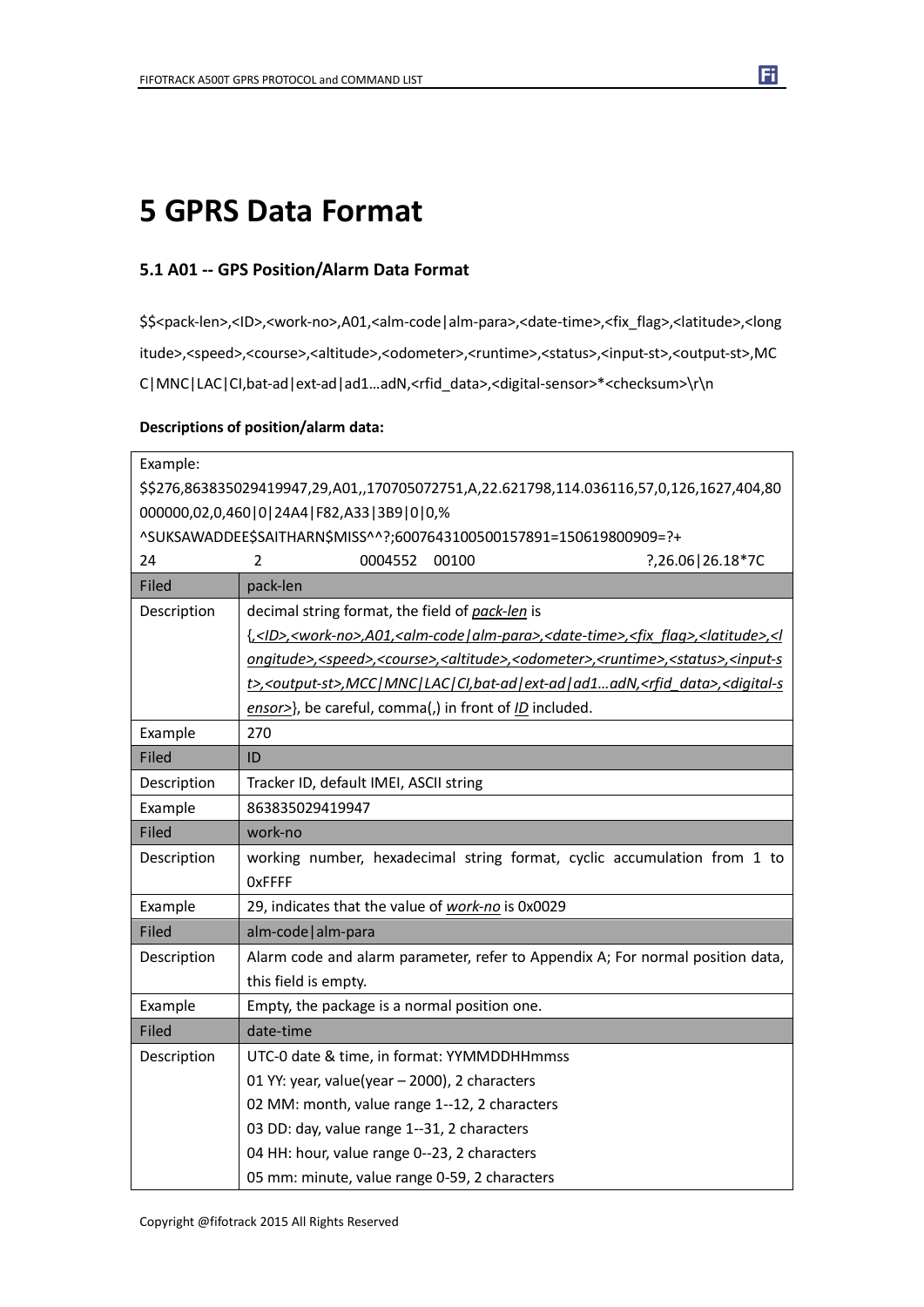# 5 GPRS Data Format

## 5.1 A01 -- GPS Position/Alarm Data Format

$$<pack-len>,<ID>,<work-no>,A01,<alm-code|alm-para>,<date-time>,<fix_flag>,<latitude>,<longitude>,<speed>,<course>,<altitude>,<odometer>,<runtime>,<status>,<input-st>,<output-st>,MCC|MNC|LAC|CI,bat-ad|ext-ad|ad1…adN,<rfid_data>,<digital-sensor>*<checksum>\r\n

**Descriptions of position/alarm data:**

| Example: $$276,863835029419947,29,A01,,170705072751,A,22.621798,114.036116,57,0,126,1627,404,80000000,02,0,460\|0\|24A4\|F82,A33\|3B9\|0\|0,%^SUKSAWADDEE$SAITHARN$MISS^^?;6007643100500157891=150619800909=?+24 2 0004552 00100 ?,26.06\|26.18*7C | |
|---|---|
| Filed | pack-len |
| Description | decimal string format, the field of *pack-len* is {*,<ID>,<work-no>,A01,<alm-code\|alm-para>,<date-time>,<fix_flag>,<latitude>,<longitude>,<speed>,<course>,<altitude>,<odometer>,<runtime>,<status>,<input-st>,<output-st>,MCC\|MNC\|LAC\|CI,bat-ad\|ext-ad\|ad1…adN,<rfid_data>,<digital-sensor>*}, be careful, comma(,) in front of *ID* included. |
| Example | 270 |
| Filed | ID |
| Description | Tracker ID, default IMEI, ASCII string |
| Example | 863835029419947 |
| Filed | work-no |
| Description | working number, hexadecimal string format, cyclic accumulation from 1 to 0xFFFF |
| Example | 29, indicates that the value of *work-no* is 0x0029 |
| Filed | alm-code\|alm-para |
| Description | Alarm code and alarm parameter, refer to Appendix A; For normal position data, this field is empty. |
| Example | Empty, the package is a normal position one. |
| Filed | date-time |
| Description | UTC-0 date & time, in format: YYMMDDHHmmss<br>01 YY: year, value(year – 2000), 2 characters<br>02 MM: month, value range 1--12, 2 characters<br>03 DD: day, value range 1--31, 2 characters<br>04 HH: hour, value range 0--23, 2 characters<br>05 mm: minute, value range 0-59, 2 characters |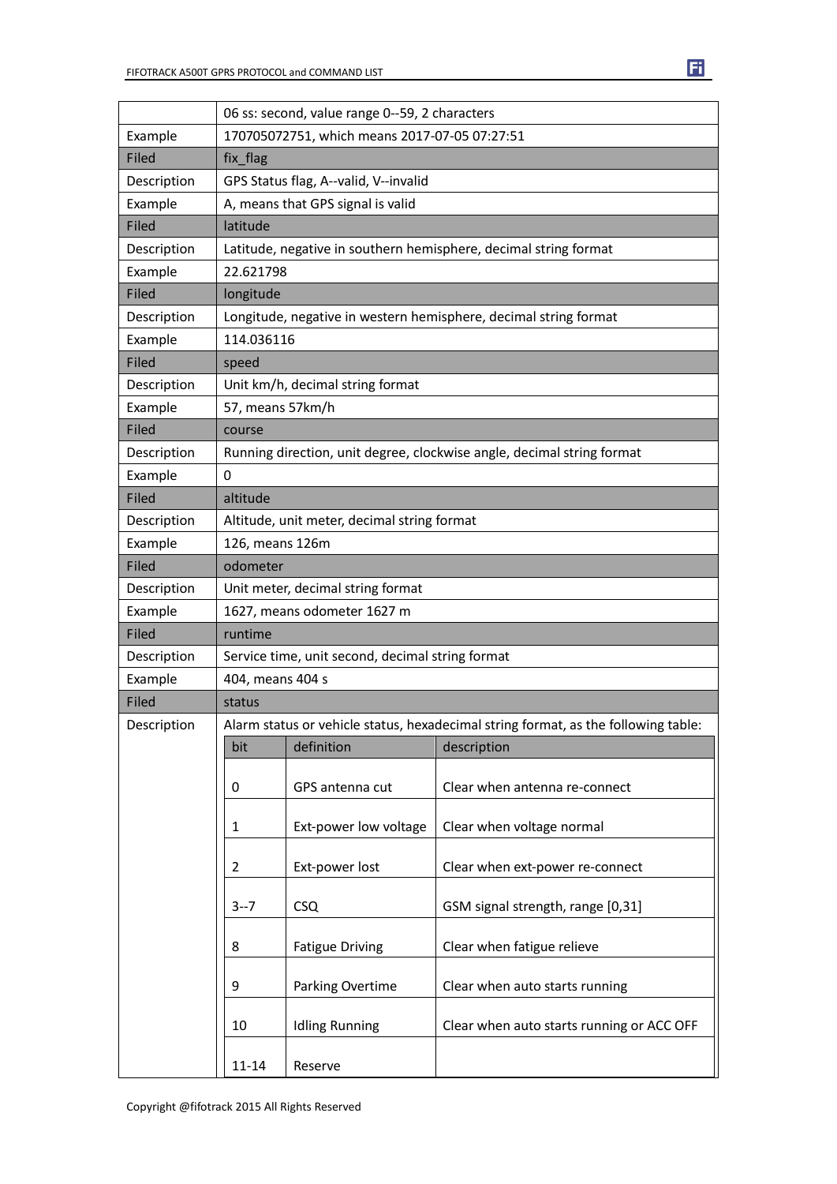| | 06 ss: second, value range 0--59, 2 characters |
|---|---|
| Example | 170705072751, which means 2017-07-05 07:27:51 |
| Filed | fix_flag |
| Description | GPS Status flag, A--valid, V--invalid |
| Example | A, means that GPS signal is valid |
| Filed | latitude |
| Description | Latitude, negative in southern hemisphere, decimal string format |
| Example | 22.621798 |
| Filed | longitude |
| Description | Longitude, negative in western hemisphere, decimal string format |
| Example | 114.036116 |
| Filed | speed |
| Description | Unit km/h, decimal string format |
| Example | 57, means 57km/h |
| Filed | course |
| Description | Running direction, unit degree, clockwise angle, decimal string format |
| Example | 0 |
| Filed | altitude |
| Description | Altitude, unit meter, decimal string format |
| Example | 126, means 126m |
| Filed | odometer |
| Description | Unit meter, decimal string format |
| Example | 1627, means odometer 1627 m |
| Filed | runtime |
| Description | Service time, unit second, decimal string format |
| Example | 404, means 404 s |
| Filed | status |
| Description | Alarm status or vehicle status, hexadecimal string format, as the following table: |

| bit | definition | description |
|---|---|---|
| 0 | GPS antenna cut | Clear when antenna re-connect |
| 1 | Ext-power low voltage | Clear when voltage normal |
| 2 | Ext-power lost | Clear when ext-power re-connect |
| 3--7 | CSQ | GSM signal strength, range [0,31] |
| 8 | Fatigue Driving | Clear when fatigue relieve |
| 9 | Parking Overtime | Clear when auto starts running |
| 10 | Idling Running | Clear when auto starts running or ACC OFF |
| 11-14 | Reserve | |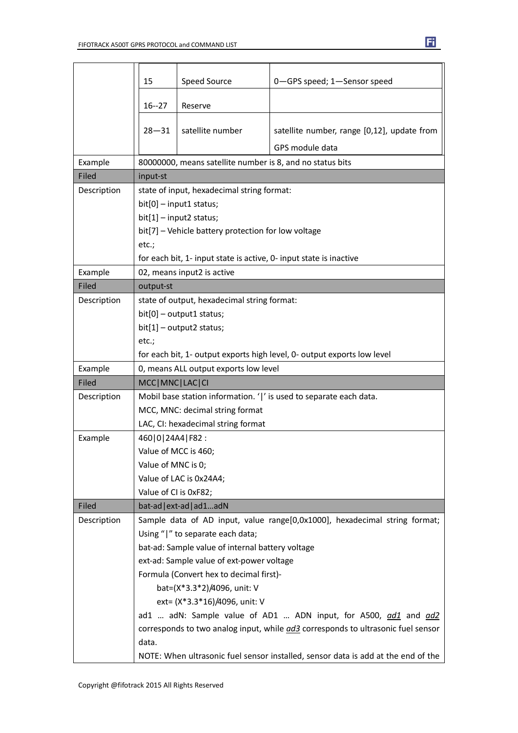| | | | |
|---|---|---|---|
| | 15 | Speed Source | 0—GPS speed; 1—Sensor speed |
| | 16--27 | Reserve | |
| | 28—31 | satellite number | satellite number, range [0,12], update from GPS module data |
| Example | 80000000, means satellite number is 8, and no status bits | | |
| Filed | input-st | | |
| Description | state of input, hexadecimal string format:<br>bit[0] – input1 status;<br>bit[1] – input2 status;<br>bit[7] – Vehicle battery protection for low voltage<br>etc.;<br>for each bit, 1- input state is active, 0- input state is inactive | | |
| Example | 02, means input2 is active | | |
| Filed | output-st | | |
| Description | state of output, hexadecimal string format:<br>bit[0] – output1 status;<br>bit[1] – output2 status;<br>etc.;<br>for each bit, 1- output exports high level, 0- output exports low level | | |
| Example | 0, means ALL output exports low level | | |
| Filed | MCC\|MNC\|LAC\|CI | | |
| Description | Mobil base station information. '\|' is used to separate each data.<br>MCC, MNC: decimal string format<br>LAC, CI: hexadecimal string format | | |
| Example | 460\|0\|24A4\|F82 :<br>Value of MCC is 460;<br>Value of MNC is 0;<br>Value of LAC is 0x24A4;<br>Value of CI is 0xF82; | | |
| Filed | bat-ad\|ext-ad\|ad1…adN | | |
| Description | Sample data of AD input, value range[0,0x1000], hexadecimal string format; Using "\|" to separate each data;<br>bat-ad: Sample value of internal battery voltage<br>ext-ad: Sample value of ext-power voltage<br>Formula (Convert hex to decimal first)-<br>bat=(X\*3.3\*2)/4096, unit: V<br>ext= (X\*3.3\*16)/4096, unit: V<br>ad1 … adN: Sample value of AD1 … ADN input, for A500, *ad1* and *ad2* corresponds to two analog input, while *ad3* corresponds to ultrasonic fuel sensor data.<br>NOTE: When ultrasonic fuel sensor installed, sensor data is add at the end of the | | |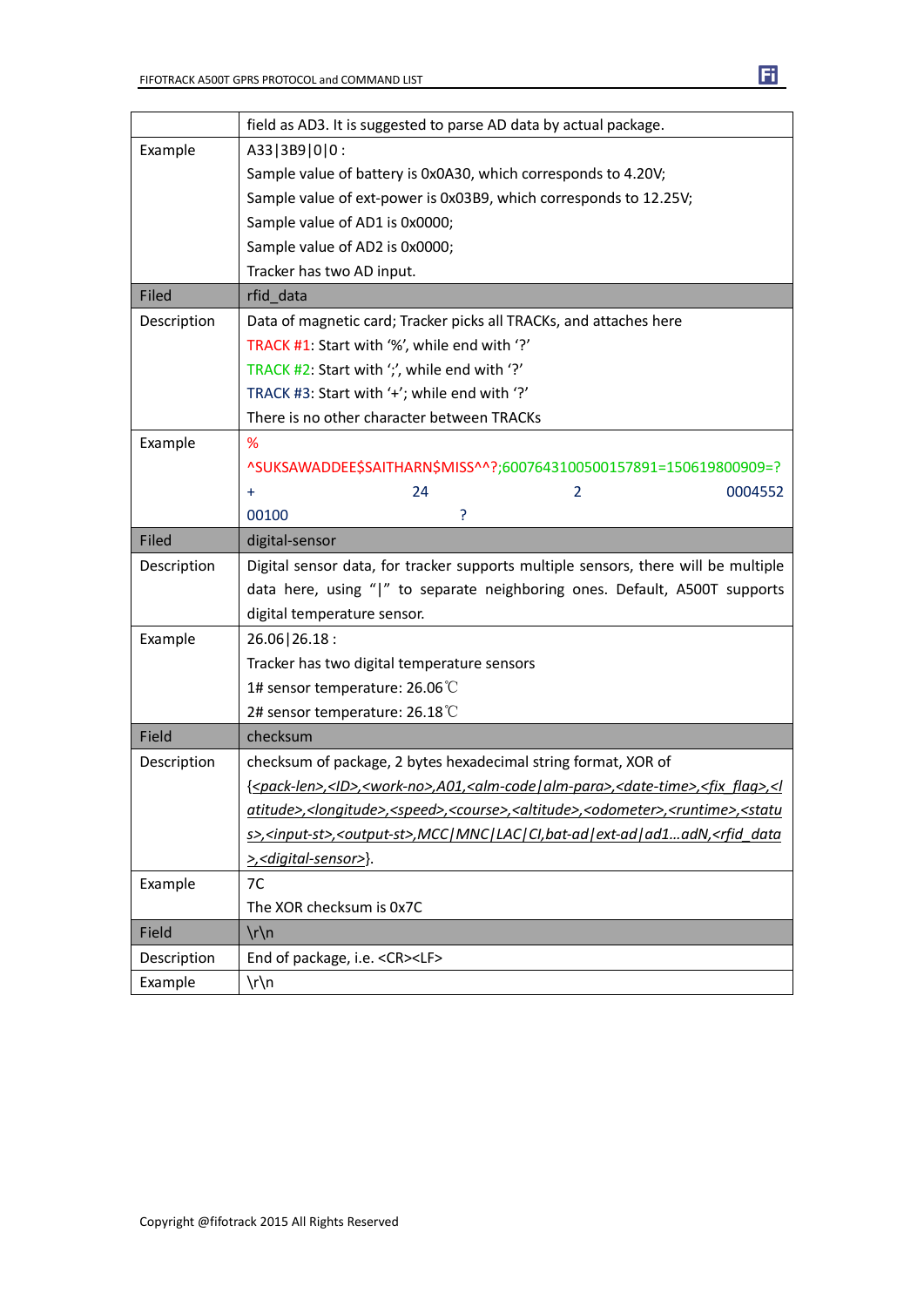| | |
|---|---|
| | field as AD3. It is suggested to parse AD data by actual package. |
| Example | A33\|3B9\|0\|0 :<br>Sample value of battery is 0x0A30, which corresponds to 4.20V;<br>Sample value of ext-power is 0x03B9, which corresponds to 12.25V;<br>Sample value of AD1 is 0x0000;<br>Sample value of AD2 is 0x0000;<br>Tracker has two AD input. |
| Filed | rfid_data |
| Description | Data of magnetic card; Tracker picks all TRACKs, and attaches here<br>TRACK #1: Start with '%', while end with '?'<br>TRACK #2: Start with ';', while end with '?'<br>TRACK #3: Start with '+'; while end with '?'<br>There is no other character between TRACKs |
| Example | %<br>^SUKSAWADDEE$SAITHARN$MISS^^?;6007643100500157891=150619800909=?<br>+ 24 2 0004552<br>00100 ? |
| Filed | digital-sensor |
| Description | Digital sensor data, for tracker supports multiple sensors, there will be multiple data here, using "\|" to separate neighboring ones. Default, A500T supports digital temperature sensor. |
| Example | 26.06\|26.18 :<br>Tracker has two digital temperature sensors<br>1# sensor temperature: 26.06℃<br>2# sensor temperature: 26.18℃ |
| Field | checksum |
| Description | checksum of package, 2 bytes hexadecimal string format, XOR of {<pack-len>,<ID>,<work-no>,A01,<alm-code\|alm-para>,<date-time>,<fix_flag>,<latitude>,<longitude>,<speed>,<course>,<altitude>,<odometer>,<runtime>,<status>,<input-st>,<output-st>,MCC\|MNC\|LAC\|CI,bat-ad\|ext-ad\|ad1…adN,<rfid_data>,<digital-sensor>}. |
| Example | 7C<br>The XOR checksum is 0x7C |
| Field | \r\n |
| Description | End of package, i.e. <CR><LF> |
| Example | \r\n |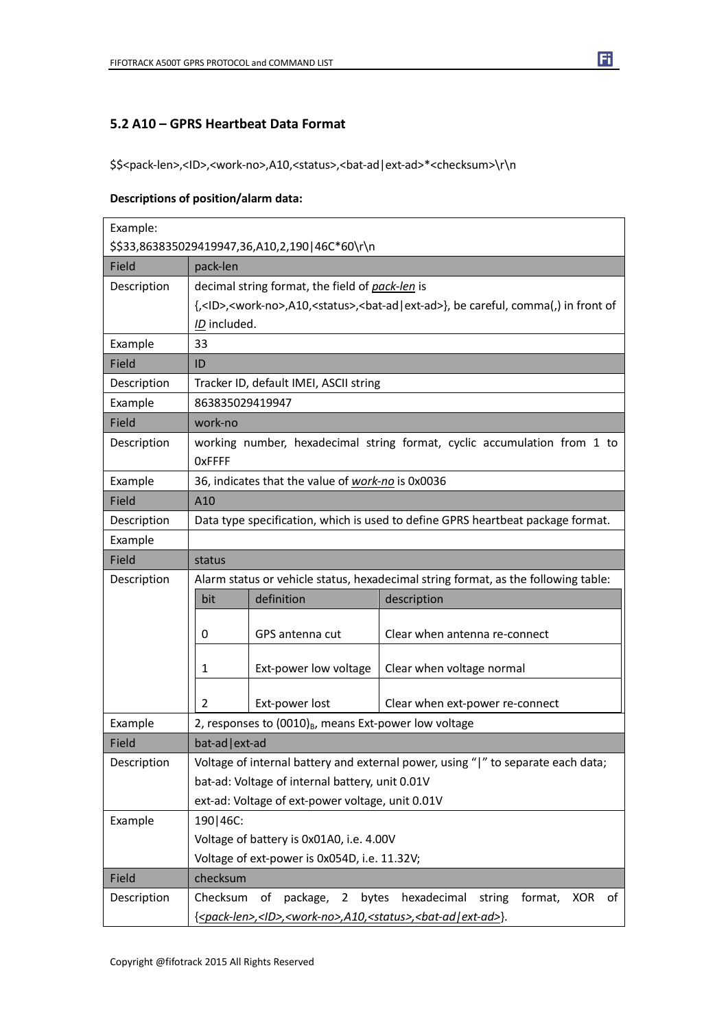## 5.2 A10 – GPRS Heartbeat Data Format

$$<pack-len>,<ID>,<work-no>,A10,<status>,<bat-ad|ext-ad>*<checksum>\r\n

**Descriptions of position/alarm data:**

| Example: $$33,863835029419947,36,A10,2,190\|46C*60\r\n | |
|---|---|
| Field | pack-len |
| Description | decimal string format, the field of *pack-len* is {,<ID>,<work-no>,A10,<status>,<bat-ad\|ext-ad>}, be careful, comma(,) in front of *ID* included. |
| Example | 33 |
| Field | ID |
| Description | Tracker ID, default IMEI, ASCII string |
| Example | 863835029419947 |
| Field | work-no |
| Description | working number, hexadecimal string format, cyclic accumulation from 1 to 0xFFFF |
| Example | 36, indicates that the value of *work-no* is 0x0036 |
| Field | A10 |
| Description | Data type specification, which is used to define GPRS heartbeat package format. |
| Example | |
| Field | status |
| Description | Alarm status or vehicle status, hexadecimal string format, as the following table:<br>bit \| definition \| description<br>0 \| GPS antenna cut \| Clear when antenna re-connect<br>1 \| Ext-power low voltage \| Clear when voltage normal<br>2 \| Ext-power lost \| Clear when ext-power re-connect |
| Example | 2, responses to $(0010)_B$, means Ext-power low voltage |
| Field | bat-ad\|ext-ad |
| Description | Voltage of internal battery and external power, using "\|" to separate each data;<br>bat-ad: Voltage of internal battery, unit 0.01V<br>ext-ad: Voltage of ext-power voltage, unit 0.01V |
| Example | 190\|46C:<br>Voltage of battery is 0x01A0, i.e. 4.00V<br>Voltage of ext-power is 0x054D, i.e. 11.32V; |
| Field | checksum |
| Description | Checksum of package, 2 bytes hexadecimal string format, XOR of {*<pack-len>,<ID>,<work-no>,A10,<status>,<bat-ad\|ext-ad>*}. |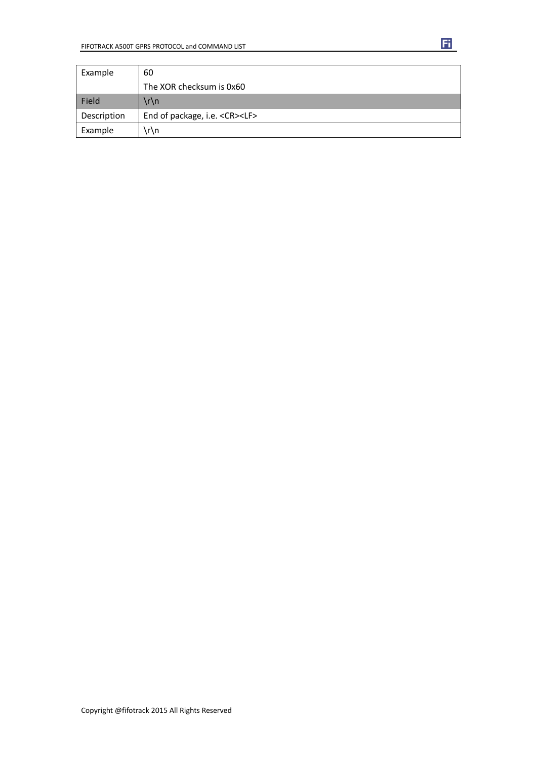| | |
|---|---|
| Example | 60<br>The XOR checksum is 0x60 |
| Field | \r\n |
| Description | End of package, i.e. <CR><LF> |
| Example | \r\n |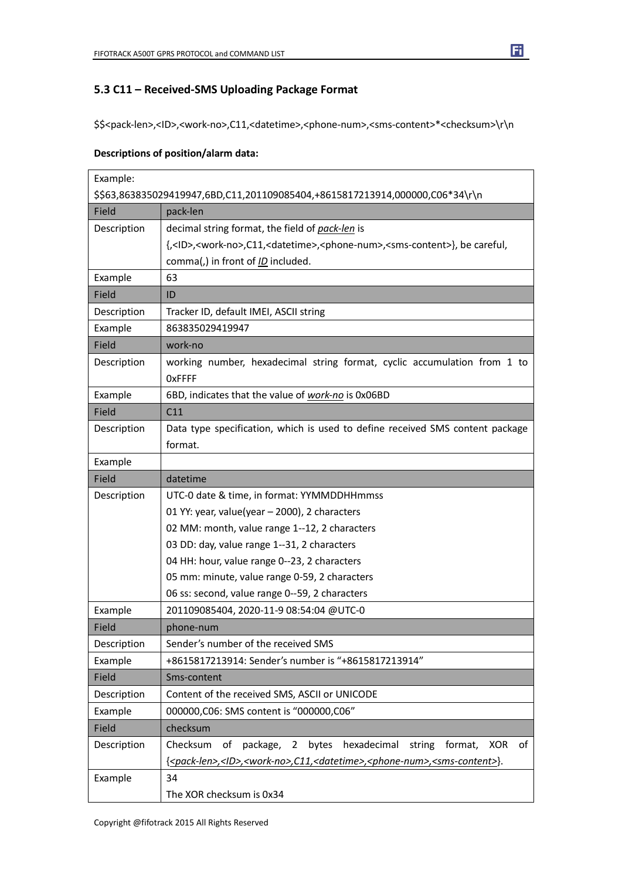### 5.3 C11 – Received-SMS Uploading Package Format

$$<pack-len>,<ID>,<work-no>,C11,<datetime>,<phone-num>,<sms-content>*<checksum>\r\n

**Descriptions of position/alarm data:**

| Example: $$63,863835029419947,6BD,C11,201109085404,+8615817213914,000000,C06*34\r\n | |
|---|---|
| Field | pack-len |
| Description | decimal string format, the field of *pack-len* is {,<ID>,<work-no>,C11,<datetime>,<phone-num>,<sms-content>}, be careful, comma(,) in front of *ID* included. |
| Example | 63 |
| Field | ID |
| Description | Tracker ID, default IMEI, ASCII string |
| Example | 863835029419947 |
| Field | work-no |
| Description | working number, hexadecimal string format, cyclic accumulation from 1 to 0xFFFF |
| Example | 6BD, indicates that the value of *work-no* is 0x06BD |
| Field | C11 |
| Description | Data type specification, which is used to define received SMS content package format. |
| Example | |
| Field | datetime |
| Description | UTC-0 date & time, in format: YYMMDDHHmmss<br>01 YY: year, value(year – 2000), 2 characters<br>02 MM: month, value range 1--12, 2 characters<br>03 DD: day, value range 1--31, 2 characters<br>04 HH: hour, value range 0--23, 2 characters<br>05 mm: minute, value range 0-59, 2 characters<br>06 ss: second, value range 0--59, 2 characters |
| Example | 201109085404, 2020-11-9 08:54:04 @UTC-0 |
| Field | phone-num |
| Description | Sender's number of the received SMS |
| Example | +8615817213914: Sender's number is "+8615817213914" |
| Field | Sms-content |
| Description | Content of the received SMS, ASCII or UNICODE |
| Example | 000000,C06: SMS content is "000000,C06" |
| Field | checksum |
| Description | Checksum of package, 2 bytes hexadecimal string format, XOR of {*<pack-len>,<ID>,<work-no>,C11,<datetime>,<phone-num>,<sms-content>*}. |
| Example | 34<br>The XOR checksum is 0x34 |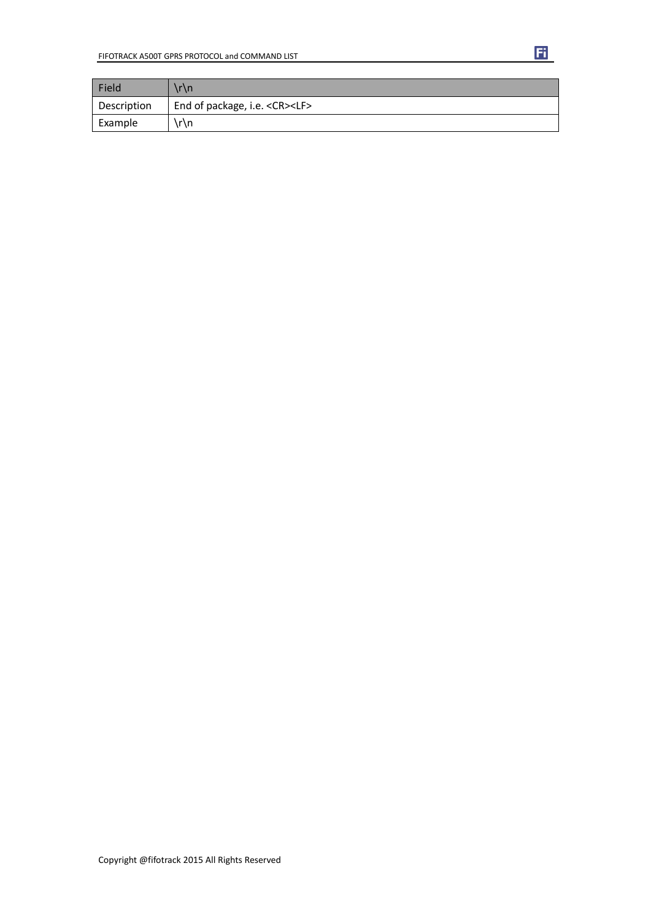| Field | \r\n |
|---|---|
| Description | End of package, i.e. <CR><LF> |
| Example | \r\n |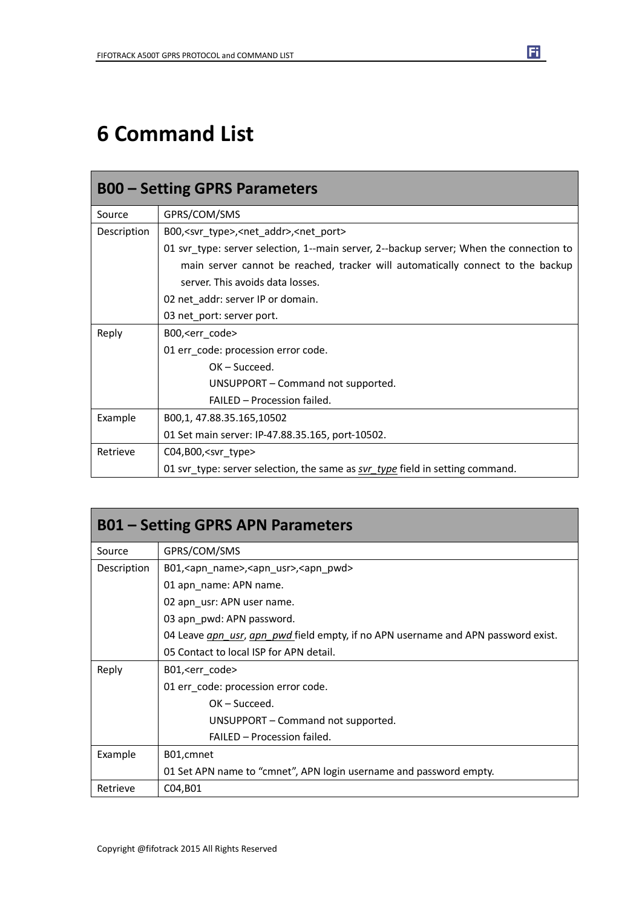# 6 Command List

| B00 – Setting GPRS Parameters | |
|---|---|
| Source | GPRS/COM/SMS |
| Description | B00,<svr_type>,<net_addr>,<net_port><br>01 svr_type: server selection, 1--main server, 2--backup server; When the connection to main server cannot be reached, tracker will automatically connect to the backup server. This avoids data losses.<br>02 net_addr: server IP or domain.<br>03 net_port: server port. |
| Reply | B00,<err_code><br>01 err_code: procession error code.<br>OK – Succeed.<br>UNSUPPORT – Command not supported.<br>FAILED – Procession failed. |
| Example | B00,1, 47.88.35.165,10502<br>01 Set main server: IP-47.88.35.165, port-10502. |
| Retrieve | C04,B00,<svr_type><br>01 svr_type: server selection, the same as *svr_type* field in setting command. |

| B01 – Setting GPRS APN Parameters | |
|---|---|
| Source | GPRS/COM/SMS |
| Description | B01,<apn_name>,<apn_usr>,<apn_pwd><br>01 apn_name: APN name.<br>02 apn_usr: APN user name.<br>03 apn_pwd: APN password.<br>04 Leave *apn_usr*, *apn_pwd* field empty, if no APN username and APN password exist.<br>05 Contact to local ISP for APN detail. |
| Reply | B01,<err_code><br>01 err_code: procession error code.<br>OK – Succeed.<br>UNSUPPORT – Command not supported.<br>FAILED – Procession failed. |
| Example | B01,cmnet<br>01 Set APN name to "cmnet", APN login username and password empty. |
| Retrieve | C04,B01 |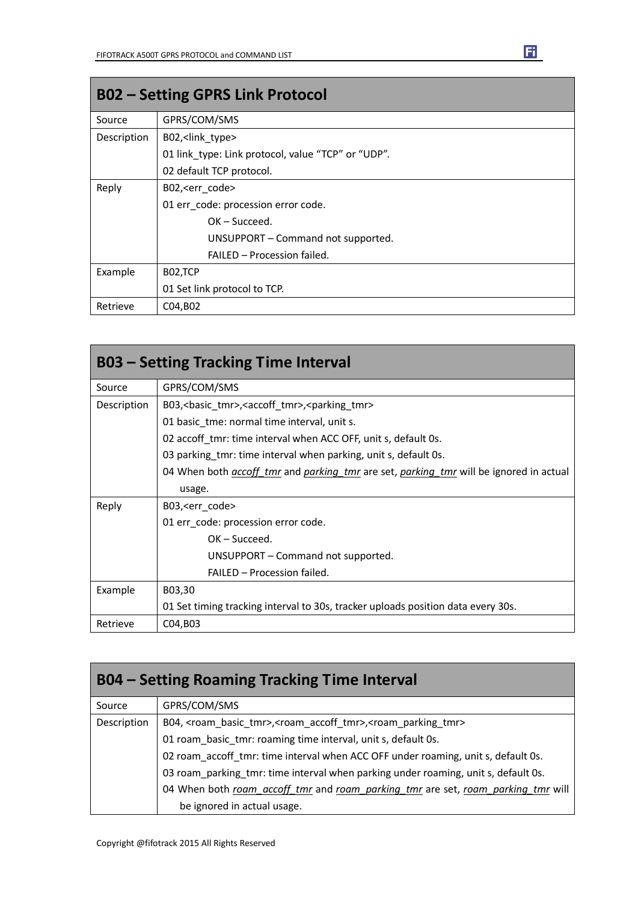| B02 – Setting GPRS Link Protocol | |
|---|---|
| Source | GPRS/COM/SMS |
| Description | B02,<link_type><br>01 link_type: Link protocol, value "TCP" or "UDP".<br>02 default TCP protocol. |
| Reply | B02,<err_code><br>01 err_code: procession error code.<br>OK – Succeed.<br>UNSUPPORT – Command not supported.<br>FAILED – Procession failed. |
| Example | B02,TCP<br>01 Set link protocol to TCP. |
| Retrieve | C04,B02 |

| B03 – Setting Tracking Time Interval | |
|---|---|
| Source | GPRS/COM/SMS |
| Description | B03,<basic_tmr>,<accoff_tmr>,<parking_tmr><br>01 basic_tme: normal time interval, unit s.<br>02 accoff_tmr: time interval when ACC OFF, unit s, default 0s.<br>03 parking_tmr: time interval when parking, unit s, default 0s.<br>04 When both *accoff_tmr* and *parking_tmr* are set, *parking_tmr* will be ignored in actual usage. |
| Reply | B03,<err_code><br>01 err_code: procession error code.<br>OK – Succeed.<br>UNSUPPORT – Command not supported.<br>FAILED – Procession failed. |
| Example | B03,30<br>01 Set timing tracking interval to 30s, tracker uploads position data every 30s. |
| Retrieve | C04,B03 |

| B04 – Setting Roaming Tracking Time Interval | |
|---|---|
| Source | GPRS/COM/SMS |
| Description | B04, <roam_basic_tmr>,<roam_accoff_tmr>,<roam_parking_tmr><br>01 roam_basic_tmr: roaming time interval, unit s, default 0s.<br>02 roam_accoff_tmr: time interval when ACC OFF under roaming, unit s, default 0s.<br>03 roam_parking_tmr: time interval when parking under roaming, unit s, default 0s.<br>04 When both *roam_accoff_tmr* and *roam_parking_tmr* are set, *roam_parking_tmr* will be ignored in actual usage. |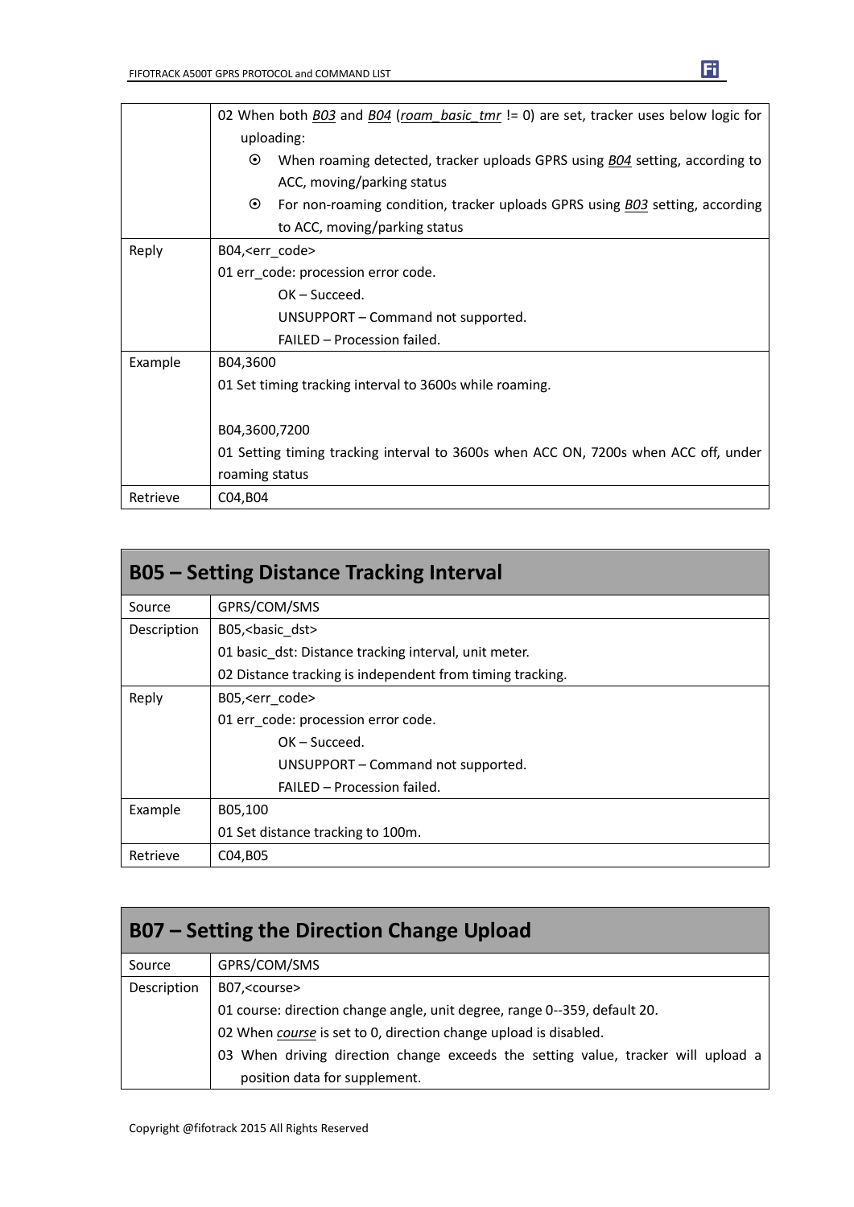| | |
|---|---|
| | 02 When both *B03* and *B04* (*roam_basic_tmr* != 0) are set, tracker uses below logic for uploading:<br>⊙ When roaming detected, tracker uploads GPRS using *B04* setting, according to ACC, moving/parking status<br>⊙ For non-roaming condition, tracker uploads GPRS using *B03* setting, according to ACC, moving/parking status |
| Reply | B04,<err_code><br>01 err_code: procession error code.<br>OK – Succeed.<br>UNSUPPORT – Command not supported.<br>FAILED – Procession failed. |
| Example | B04,3600<br>01 Set timing tracking interval to 3600s while roaming.<br><br>B04,3600,7200<br>01 Setting timing tracking interval to 3600s when ACC ON, 7200s when ACC off, under roaming status |
| Retrieve | C04,B04 |

| B05 – Setting Distance Tracking Interval | |
|---|---|
| Source | GPRS/COM/SMS |
| Description | B05,<basic_dst><br>01 basic_dst: Distance tracking interval, unit meter.<br>02 Distance tracking is independent from timing tracking. |
| Reply | B05,<err_code><br>01 err_code: procession error code.<br>OK – Succeed.<br>UNSUPPORT – Command not supported.<br>FAILED – Procession failed. |
| Example | B05,100<br>01 Set distance tracking to 100m. |
| Retrieve | C04,B05 |

| B07 – Setting the Direction Change Upload | |
|---|---|
| Source | GPRS/COM/SMS |
| Description | B07,<course><br>01 course: direction change angle, unit degree, range 0--359, default 20.<br>02 When *course* is set to 0, direction change upload is disabled.<br>03 When driving direction change exceeds the setting value, tracker will upload a position data for supplement. |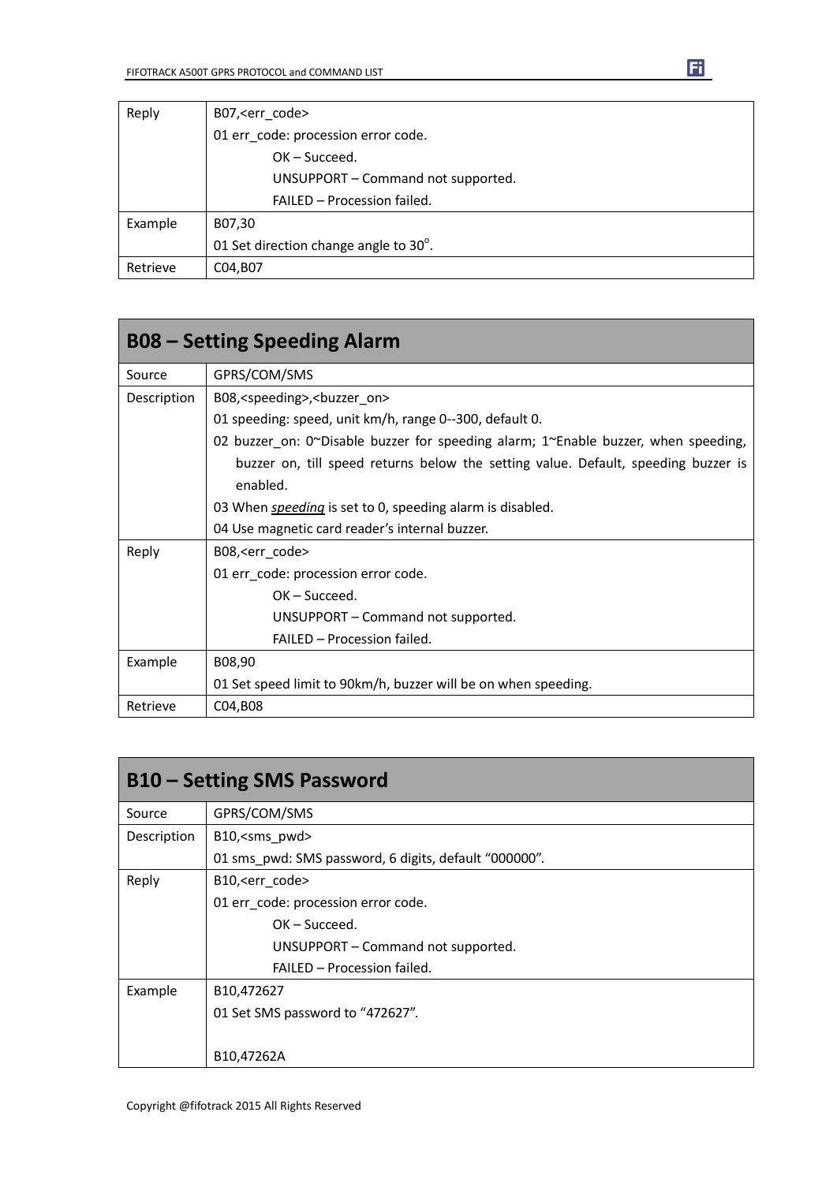| | |
|---|---|
| Reply | B07,<err_code><br>01 err_code: procession error code.<br>OK – Succeed.<br>UNSUPPORT – Command not supported.<br>FAILED – Procession failed. |
| Example | B07,30<br>01 Set direction change angle to 30°. |
| Retrieve | C04,B07 |

## B08 – Setting Speeding Alarm

| | |
|---|---|
| Source | GPRS/COM/SMS |
| Description | B08,<speeding>,<buzzer_on><br>01 speeding: speed, unit km/h, range 0--300, default 0.<br>02 buzzer_on: 0~Disable buzzer for speeding alarm; 1~Enable buzzer, when speeding, buzzer on, till speed returns below the setting value. Default, speeding buzzer is enabled.<br>03 When *speeding* is set to 0, speeding alarm is disabled.<br>04 Use magnetic card reader's internal buzzer. |
| Reply | B08,<err_code><br>01 err_code: procession error code.<br>OK – Succeed.<br>UNSUPPORT – Command not supported.<br>FAILED – Procession failed. |
| Example | B08,90<br>01 Set speed limit to 90km/h, buzzer will be on when speeding. |
| Retrieve | C04,B08 |

## B10 – Setting SMS Password

| | |
|---|---|
| Source | GPRS/COM/SMS |
| Description | B10,<sms_pwd><br>01 sms_pwd: SMS password, 6 digits, default "000000". |
| Reply | B10,<err_code><br>01 err_code: procession error code.<br>OK – Succeed.<br>UNSUPPORT – Command not supported.<br>FAILED – Procession failed. |
| Example | B10,472627<br>01 Set SMS password to "472627".<br><br>B10,47262A |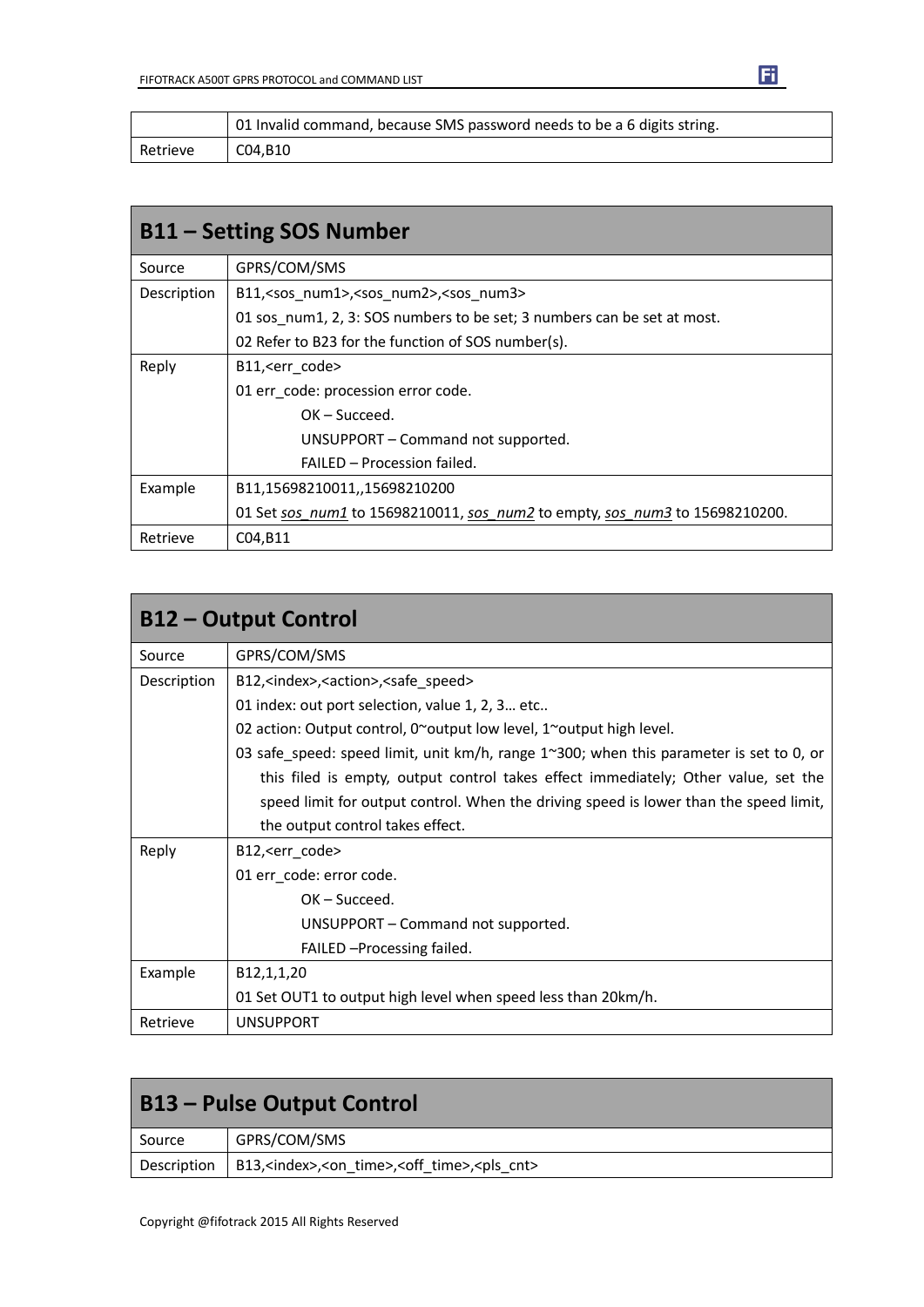|  | 01 Invalid command, because SMS password needs to be a 6 digits string. |
| --- | --- |
| Retrieve | C04,B10 |

## B11 – Setting SOS Number

| Source | GPRS/COM/SMS |
| --- | --- |
| Description | B11,<sos_num1>,<sos_num2>,<sos_num3><br>01 sos_num1, 2, 3: SOS numbers to be set; 3 numbers can be set at most.<br>02 Refer to B23 for the function of SOS number(s). |
| Reply | B11,<err_code><br>01 err_code: procession error code.<br>OK – Succeed.<br>UNSUPPORT – Command not supported.<br>FAILED – Procession failed. |
| Example | B11,15698210011,,15698210200<br>01 Set *sos_num1* to 15698210011, *sos_num2* to empty, *sos_num3* to 15698210200. |
| Retrieve | C04,B11 |

## B12 – Output Control

| Source | GPRS/COM/SMS |
| --- | --- |
| Description | B12,<index>,<action>,<safe_speed><br>01 index: out port selection, value 1, 2, 3… etc..<br>02 action: Output control, 0~output low level, 1~output high level.<br>03 safe_speed: speed limit, unit km/h, range 1~300; when this parameter is set to 0, or this filed is empty, output control takes effect immediately; Other value, set the speed limit for output control. When the driving speed is lower than the speed limit, the output control takes effect. |
| Reply | B12,<err_code><br>01 err_code: error code.<br>OK – Succeed.<br>UNSUPPORT – Command not supported.<br>FAILED –Processing failed. |
| Example | B12,1,1,20<br>01 Set OUT1 to output high level when speed less than 20km/h. |
| Retrieve | UNSUPPORT |

## B13 – Pulse Output Control

| Source | GPRS/COM/SMS |
| --- | --- |
| Description | B13,<index>,<on_time>,<off_time>,<pls_cnt> |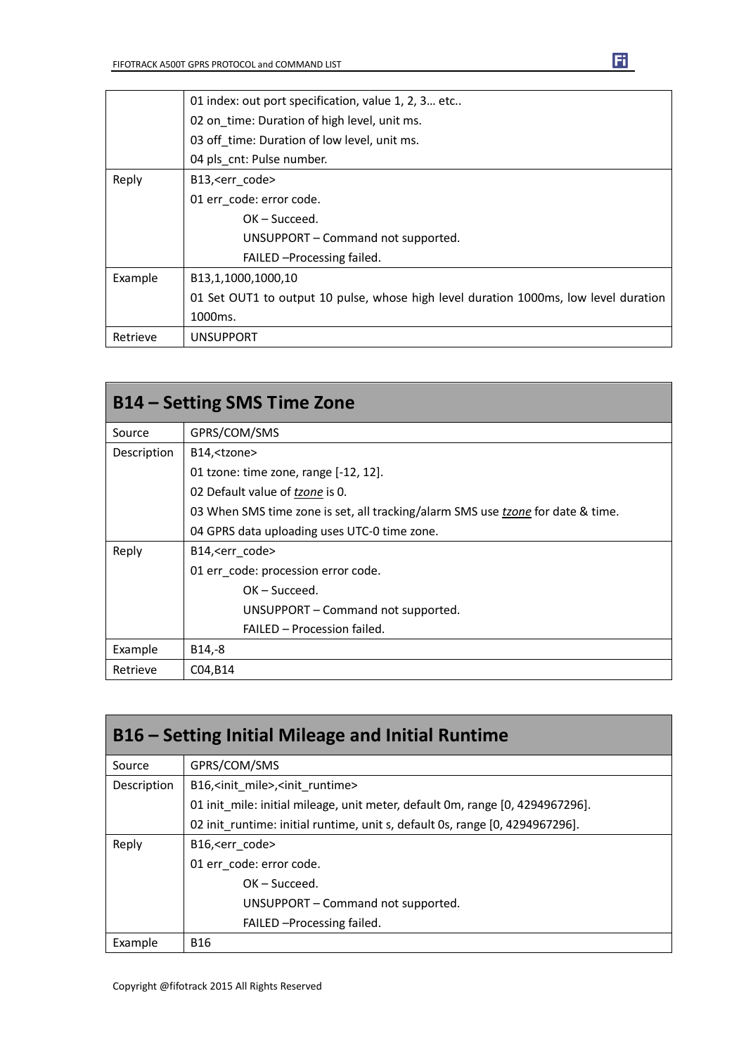| | |
|---|---|
| | 01 index: out port specification, value 1, 2, 3… etc..<br>02 on_time: Duration of high level, unit ms.<br>03 off_time: Duration of low level, unit ms.<br>04 pls_cnt: Pulse number. |
| Reply | B13,<err_code><br>01 err_code: error code.<br>OK – Succeed.<br>UNSUPPORT – Command not supported.<br>FAILED –Processing failed. |
| Example | B13,1,1000,1000,10<br>01 Set OUT1 to output 10 pulse, whose high level duration 1000ms, low level duration 1000ms. |
| Retrieve | UNSUPPORT |

## B14 – Setting SMS Time Zone

| | |
|---|---|
| Source | GPRS/COM/SMS |
| Description | B14,<tzone><br>01 tzone: time zone, range [-12, 12].<br>02 Default value of *tzone* is 0.<br>03 When SMS time zone is set, all tracking/alarm SMS use *tzone* for date & time.<br>04 GPRS data uploading uses UTC-0 time zone. |
| Reply | B14,<err_code><br>01 err_code: procession error code.<br>OK – Succeed.<br>UNSUPPORT – Command not supported.<br>FAILED – Procession failed. |
| Example | B14,-8 |
| Retrieve | C04,B14 |

## B16 – Setting Initial Mileage and Initial Runtime

| | |
|---|---|
| Source | GPRS/COM/SMS |
| Description | B16,<init_mile>,<init_runtime><br>01 init_mile: initial mileage, unit meter, default 0m, range [0, 4294967296].<br>02 init_runtime: initial runtime, unit s, default 0s, range [0, 4294967296]. |
| Reply | B16,<err_code><br>01 err_code: error code.<br>OK – Succeed.<br>UNSUPPORT – Command not supported.<br>FAILED –Processing failed. |
| Example | B16 |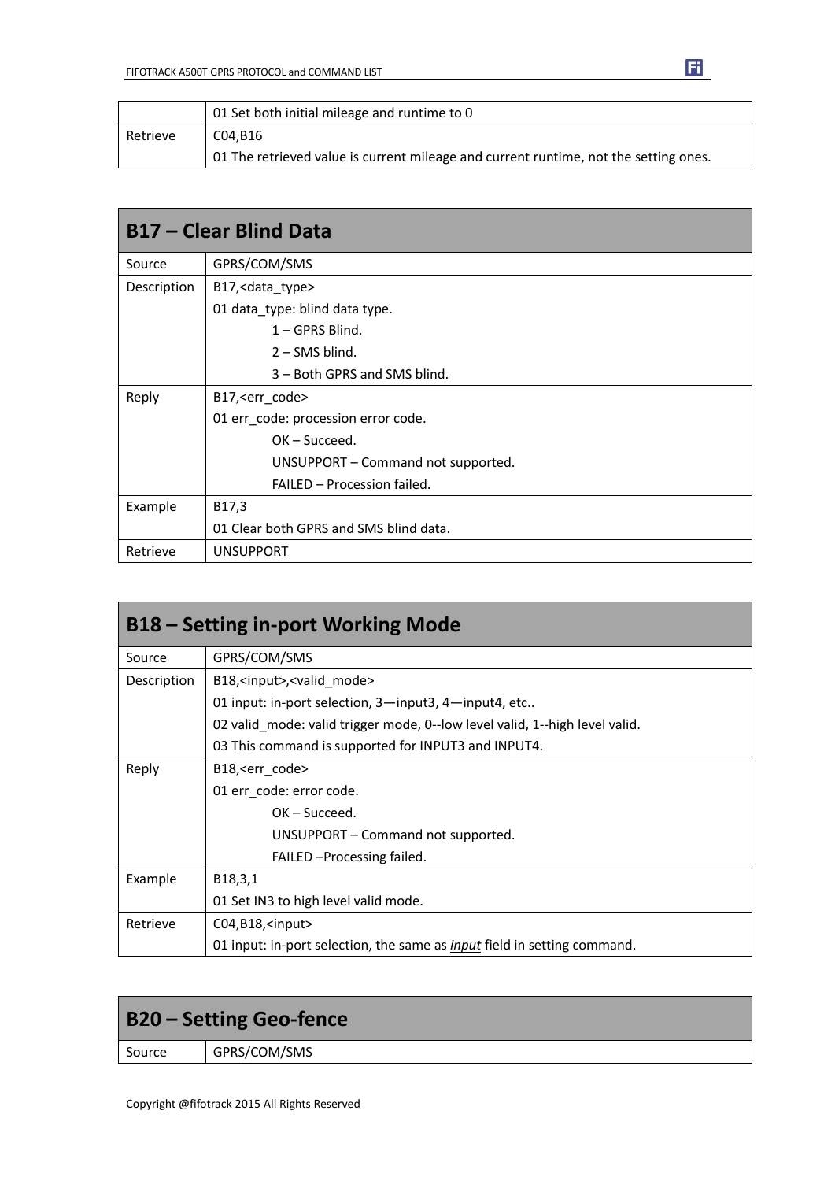| | |
|---|---|
| | 01 Set both initial mileage and runtime to 0 |
| Retrieve | C04,B16<br>01 The retrieved value is current mileage and current runtime, not the setting ones. |

## B17 – Clear Blind Data

| | |
|---|---|
| Source | GPRS/COM/SMS |
| Description | B17,<data_type><br>01 data_type: blind data type.<br>1 – GPRS Blind.<br>2 – SMS blind.<br>3 – Both GPRS and SMS blind. |
| Reply | B17,<err_code><br>01 err_code: procession error code.<br>OK – Succeed.<br>UNSUPPORT – Command not supported.<br>FAILED – Procession failed. |
| Example | B17,3<br>01 Clear both GPRS and SMS blind data. |
| Retrieve | UNSUPPORT |

## B18 – Setting in-port Working Mode

| | |
|---|---|
| Source | GPRS/COM/SMS |
| Description | B18,<input>,<valid_mode><br>01 input: in-port selection, 3—input3, 4—input4, etc..<br>02 valid_mode: valid trigger mode, 0--low level valid, 1--high level valid.<br>03 This command is supported for INPUT3 and INPUT4. |
| Reply | B18,<err_code><br>01 err_code: error code.<br>OK – Succeed.<br>UNSUPPORT – Command not supported.<br>FAILED –Processing failed. |
| Example | B18,3,1<br>01 Set IN3 to high level valid mode. |
| Retrieve | C04,B18,<input><br>01 input: in-port selection, the same as *input* field in setting command. |

## B20 – Setting Geo-fence

| | |
|---|---|
| Source | GPRS/COM/SMS |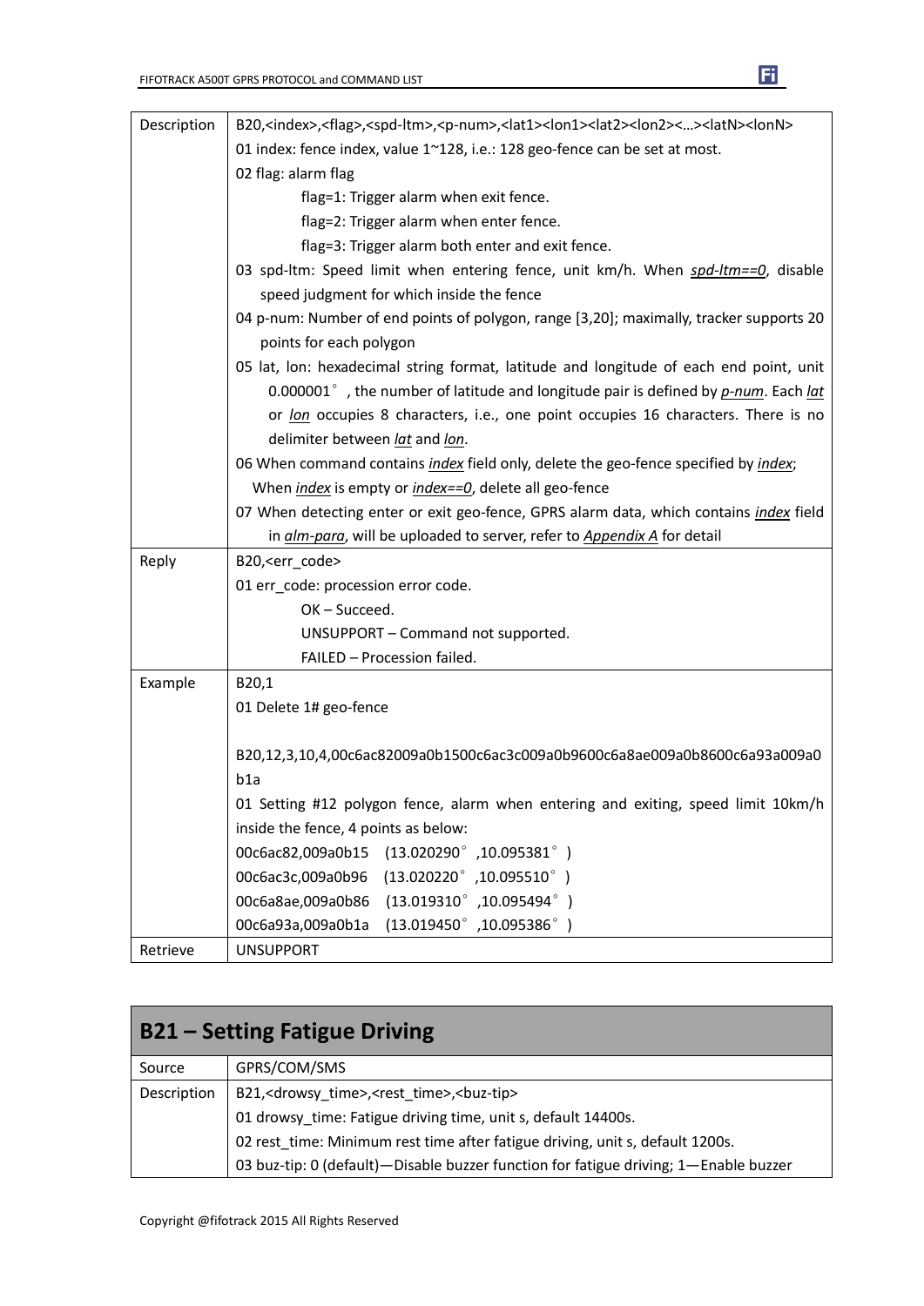| | |
|---|---|
| Description | B20,<index>,<flag>,<spd-ltm>,<p-num>,<lat1><lon1><lat2><lon2><…><latN><lonN><br>01 index: fence index, value 1~128, i.e.: 128 geo-fence can be set at most.<br>02 flag: alarm flag<br>flag=1: Trigger alarm when exit fence.<br>flag=2: Trigger alarm when enter fence.<br>flag=3: Trigger alarm both enter and exit fence.<br>03 spd-ltm: Speed limit when entering fence, unit km/h. When *spd-ltm==0*, disable speed judgment for which inside the fence<br>04 p-num: Number of end points of polygon, range [3,20]; maximally, tracker supports 20 points for each polygon<br>05 lat, lon: hexadecimal string format, latitude and longitude of each end point, unit 0.000001°, the number of latitude and longitude pair is defined by *p-num*. Each *lat* or *lon* occupies 8 characters, i.e., one point occupies 16 characters. There is no delimiter between *lat* and *lon*.<br>06 When command contains *index* field only, delete the geo-fence specified by *index*; When *index* is empty or *index==0*, delete all geo-fence<br>07 When detecting enter or exit geo-fence, GPRS alarm data, which contains *index* field in *alm-para*, will be uploaded to server, refer to *Appendix A* for detail |
| Reply | B20,<err_code><br>01 err_code: procession error code.<br>OK – Succeed.<br>UNSUPPORT – Command not supported.<br>FAILED – Procession failed. |
| Example | B20,1<br>01 Delete 1# geo-fence<br><br>B20,12,3,10,4,00c6ac82009a0b1500c6ac3c009a0b9600c6a8ae009a0b8600c6a93a009a0b1a<br>01 Setting #12 polygon fence, alarm when entering and exiting, speed limit 10km/h inside the fence, 4 points as below:<br>00c6ac82,009a0b15 (13.020290°,10.095381°)<br>00c6ac3c,009a0b96 (13.020220°,10.095510°)<br>00c6a8ae,009a0b86 (13.019310°,10.095494°)<br>00c6a93a,009a0b1a (13.019450°,10.095386°) |
| Retrieve | UNSUPPORT |

## B21 – Setting Fatigue Driving

| | |
|---|---|
| Source | GPRS/COM/SMS |
| Description | B21,<drowsy_time>,<rest_time>,<buz-tip><br>01 drowsy_time: Fatigue driving time, unit s, default 14400s.<br>02 rest_time: Minimum rest time after fatigue driving, unit s, default 1200s.<br>03 buz-tip: 0 (default)—Disable buzzer function for fatigue driving; 1—Enable buzzer |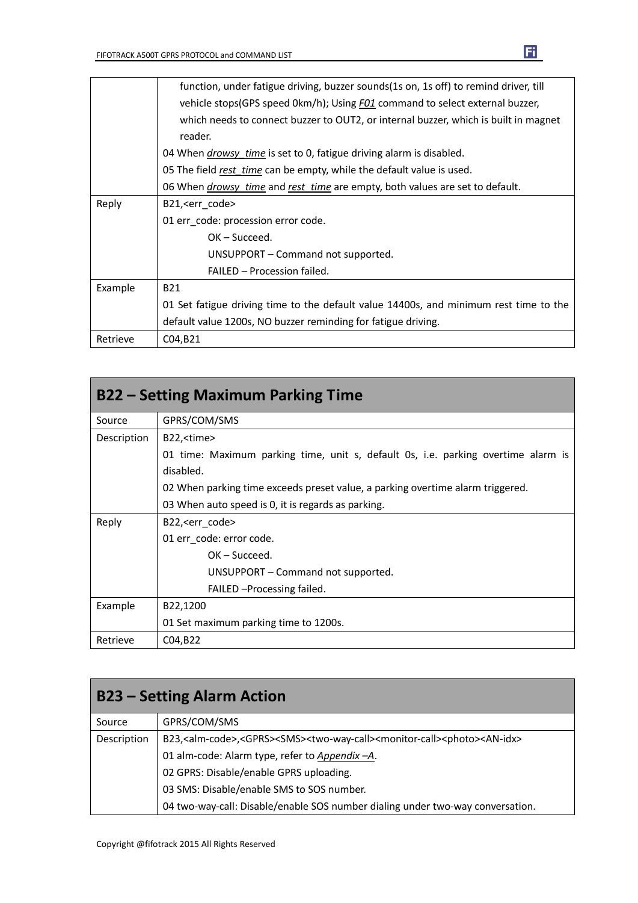| | |
|---|---|
| | function, under fatigue driving, buzzer sounds(1s on, 1s off) to remind driver, till vehicle stops(GPS speed 0km/h); Using *F01* command to select external buzzer, which needs to connect buzzer to OUT2, or internal buzzer, which is built in magnet reader.<br>04 When *drowsy_time* is set to 0, fatigue driving alarm is disabled.<br>05 The field *rest_time* can be empty, while the default value is used.<br>06 When *drowsy_time* and *rest_time* are empty, both values are set to default. |
| Reply | B21,<err_code><br>01 err_code: procession error code.<br>OK – Succeed.<br>UNSUPPORT – Command not supported.<br>FAILED – Procession failed. |
| Example | B21<br>01 Set fatigue driving time to the default value 14400s, and minimum rest time to the default value 1200s, NO buzzer reminding for fatigue driving. |
| Retrieve | C04,B21 |

## B22 – Setting Maximum Parking Time

| | |
|---|---|
| Source | GPRS/COM/SMS |
| Description | B22,<time><br>01 time: Maximum parking time, unit s, default 0s, i.e. parking overtime alarm is disabled.<br>02 When parking time exceeds preset value, a parking overtime alarm triggered.<br>03 When auto speed is 0, it is regards as parking. |
| Reply | B22,<err_code><br>01 err_code: error code.<br>OK – Succeed.<br>UNSUPPORT – Command not supported.<br>FAILED –Processing failed. |
| Example | B22,1200<br>01 Set maximum parking time to 1200s. |
| Retrieve | C04,B22 |

## B23 – Setting Alarm Action

| | |
|---|---|
| Source | GPRS/COM/SMS |
| Description | B23,<alm-code>,<GPRS><SMS><two-way-call><monitor-call><photo><AN-idx><br>01 alm-code: Alarm type, refer to *Appendix –A*.<br>02 GPRS: Disable/enable GPRS uploading.<br>03 SMS: Disable/enable SMS to SOS number.<br>04 two-way-call: Disable/enable SOS number dialing under two-way conversation. |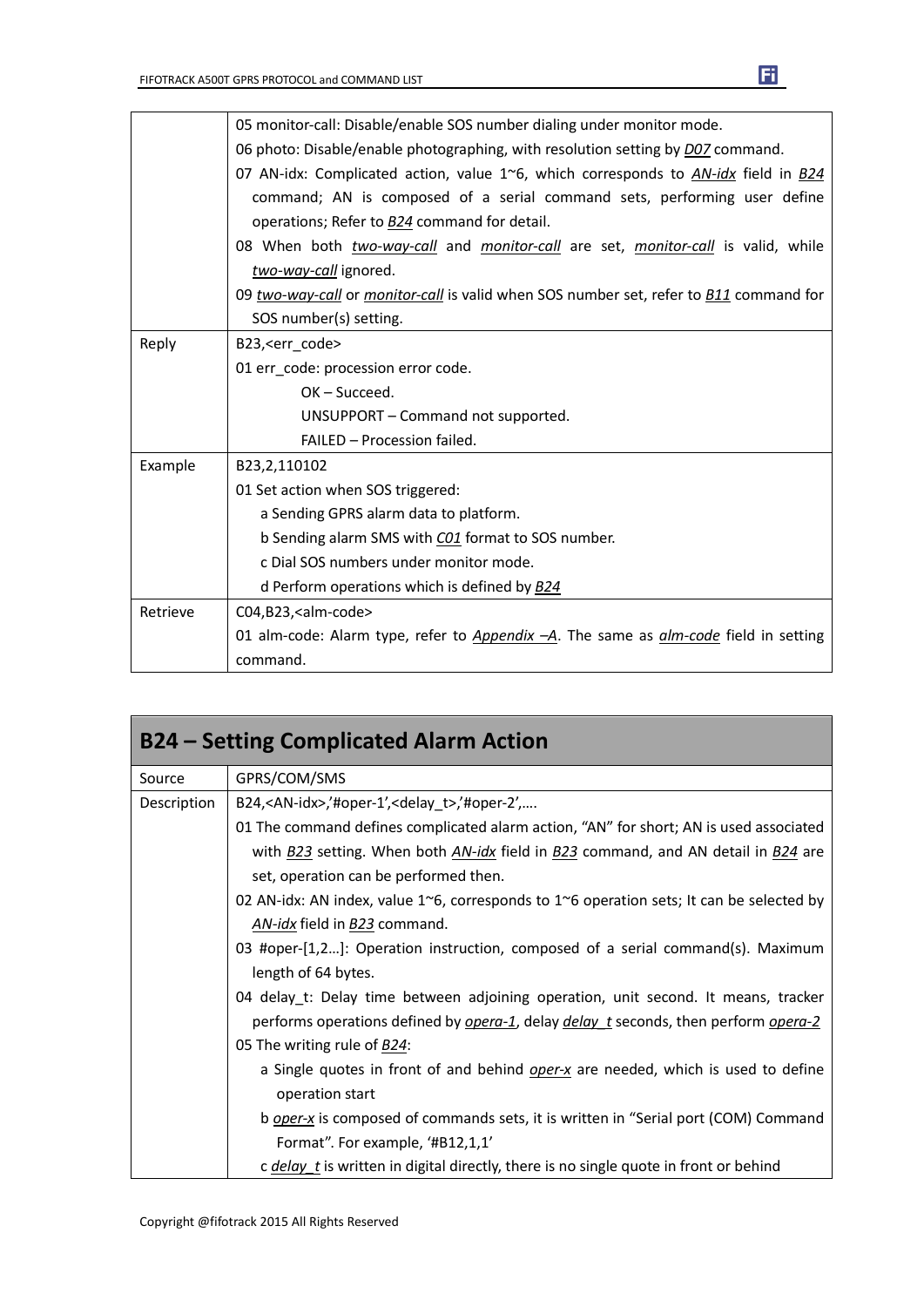| | |
|---|---|
| | 05 monitor-call: Disable/enable SOS number dialing under monitor mode.<br>06 photo: Disable/enable photographing, with resolution setting by *D07* command.<br>07 AN-idx: Complicated action, value 1~6, which corresponds to *AN-idx* field in *B24* command; AN is composed of a serial command sets, performing user define operations; Refer to *B24* command for detail.<br>08 When both *two-way-call* and *monitor-call* are set, *monitor-call* is valid, while *two-way-call* ignored.<br>09 *two-way-call* or *monitor-call* is valid when SOS number set, refer to *B11* command for SOS number(s) setting. |
| Reply | B23,<err_code><br>01 err_code: procession error code.<br>OK – Succeed.<br>UNSUPPORT – Command not supported.<br>FAILED – Procession failed. |
| Example | B23,2,110102<br>01 Set action when SOS triggered:<br>a Sending GPRS alarm data to platform.<br>b Sending alarm SMS with *C01* format to SOS number.<br>c Dial SOS numbers under monitor mode.<br>d Perform operations which is defined by *B24* |
| Retrieve | C04,B23,<alm-code><br>01 alm-code: Alarm type, refer to *Appendix –A*. The same as *alm-code* field in setting command. |

## B24 – Setting Complicated Alarm Action

| | |
|---|---|
| Source | GPRS/COM/SMS |
| Description | B24,<AN-idx>,'#oper-1',<delay_t>,'#oper-2',….<br>01 The command defines complicated alarm action, "AN" for short; AN is used associated with *B23* setting. When both *AN-idx* field in *B23* command, and AN detail in *B24* are set, operation can be performed then.<br>02 AN-idx: AN index, value 1~6, corresponds to 1~6 operation sets; It can be selected by *AN-idx* field in *B23* command.<br>03 #oper-[1,2…]: Operation instruction, composed of a serial command(s). Maximum length of 64 bytes.<br>04 delay_t: Delay time between adjoining operation, unit second. It means, tracker performs operations defined by *opera-1*, delay *delay_t* seconds, then perform *opera-2*<br>05 The writing rule of *B24*:<br>a Single quotes in front of and behind *oper-x* are needed, which is used to define operation start<br>b *oper-x* is composed of commands sets, it is written in "Serial port (COM) Command Format". For example, '#B12,1,1'<br>c *delay_t* is written in digital directly, there is no single quote in front or behind |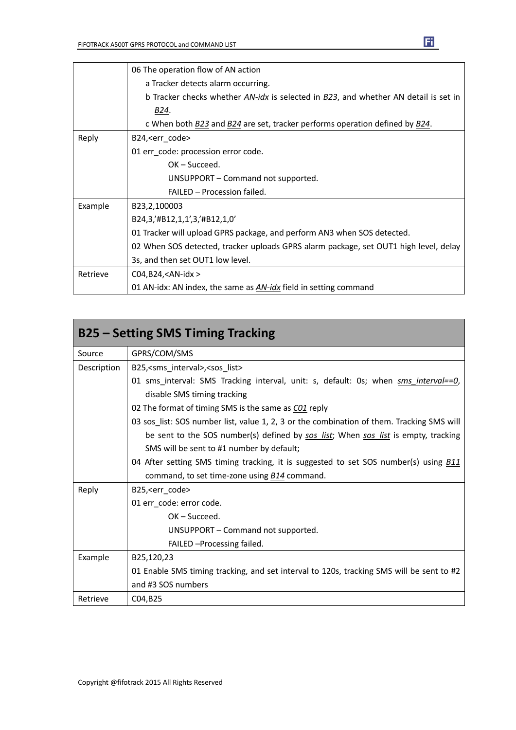| | |
|---|---|
| | 06 The operation flow of AN action<br>a Tracker detects alarm occurring.<br>b Tracker checks whether *AN-idx* is selected in *B23*, and whether AN detail is set in *B24*.<br>c When both *B23* and *B24* are set, tracker performs operation defined by *B24*. |
| Reply | B24,<err_code><br>01 err_code: procession error code.<br>OK – Succeed.<br>UNSUPPORT – Command not supported.<br>FAILED – Procession failed. |
| Example | B23,2,100003<br>B24,3,'#B12,1,1',3,'#B12,1,0'<br>01 Tracker will upload GPRS package, and perform AN3 when SOS detected.<br>02 When SOS detected, tracker uploads GPRS alarm package, set OUT1 high level, delay 3s, and then set OUT1 low level. |
| Retrieve | C04,B24,<AN-idx ><br>01 AN-idx: AN index, the same as *AN-idx* field in setting command |

## B25 – Setting SMS Timing Tracking

| | |
|---|---|
| Source | GPRS/COM/SMS |
| Description | B25,<sms_interval>,<sos_list><br>01 sms_interval: SMS Tracking interval, unit: s, default: 0s; when *sms_interval==0*, disable SMS timing tracking<br>02 The format of timing SMS is the same as *C01* reply<br>03 sos_list: SOS number list, value 1, 2, 3 or the combination of them. Tracking SMS will be sent to the SOS number(s) defined by *sos_list*; When *sos_list* is empty, tracking SMS will be sent to #1 number by default;<br>04 After setting SMS timing tracking, it is suggested to set SOS number(s) using *B11* command, to set time-zone using *B14* command. |
| Reply | B25,<err_code><br>01 err_code: error code.<br>OK – Succeed.<br>UNSUPPORT – Command not supported.<br>FAILED –Processing failed. |
| Example | B25,120,23<br>01 Enable SMS timing tracking, and set interval to 120s, tracking SMS will be sent to #2 and #3 SOS numbers |
| Retrieve | C04,B25 |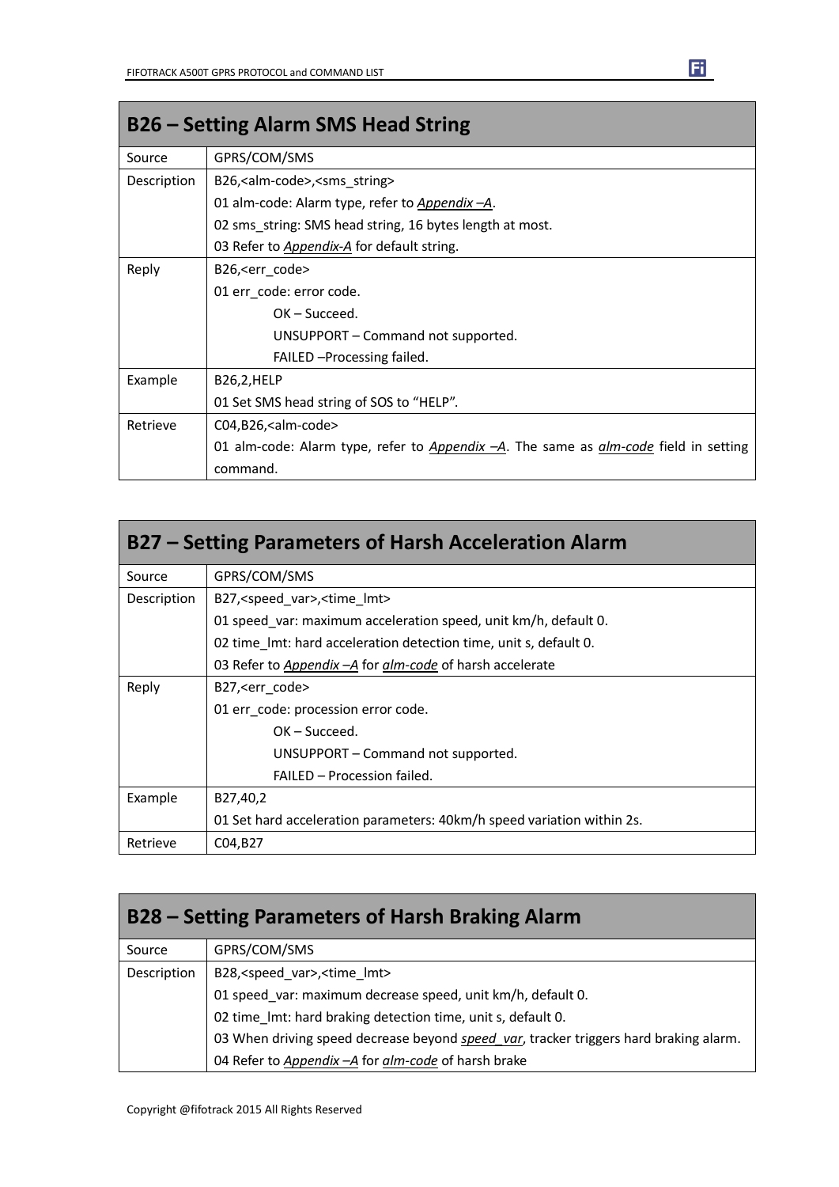## B26 – Setting Alarm SMS Head String

| | |
|---|---|
| Source | GPRS/COM/SMS |
| Description | B26,<alm-code>,<sms_string><br>01 alm-code: Alarm type, refer to *Appendix –A*.<br>02 sms_string: SMS head string, 16 bytes length at most.<br>03 Refer to *Appendix-A* for default string. |
| Reply | B26,<err_code><br>01 err_code: error code.<br>OK – Succeed.<br>UNSUPPORT – Command not supported.<br>FAILED –Processing failed. |
| Example | B26,2,HELP<br>01 Set SMS head string of SOS to "HELP". |
| Retrieve | C04,B26,<alm-code><br>01 alm-code: Alarm type, refer to *Appendix –A*. The same as *alm-code* field in setting command. |

## B27 – Setting Parameters of Harsh Acceleration Alarm

| | |
|---|---|
| Source | GPRS/COM/SMS |
| Description | B27,<speed_var>,<time_lmt><br>01 speed_var: maximum acceleration speed, unit km/h, default 0.<br>02 time_lmt: hard acceleration detection time, unit s, default 0.<br>03 Refer to *Appendix –A* for *alm-code* of harsh accelerate |
| Reply | B27,<err_code><br>01 err_code: procession error code.<br>OK – Succeed.<br>UNSUPPORT – Command not supported.<br>FAILED – Procession failed. |
| Example | B27,40,2<br>01 Set hard acceleration parameters: 40km/h speed variation within 2s. |
| Retrieve | C04,B27 |

## B28 – Setting Parameters of Harsh Braking Alarm

| | |
|---|---|
| Source | GPRS/COM/SMS |
| Description | B28,<speed_var>,<time_lmt><br>01 speed_var: maximum decrease speed, unit km/h, default 0.<br>02 time_lmt: hard braking detection time, unit s, default 0.<br>03 When driving speed decrease beyond *speed_var*, tracker triggers hard braking alarm.<br>04 Refer to *Appendix –A* for *alm-code* of harsh brake |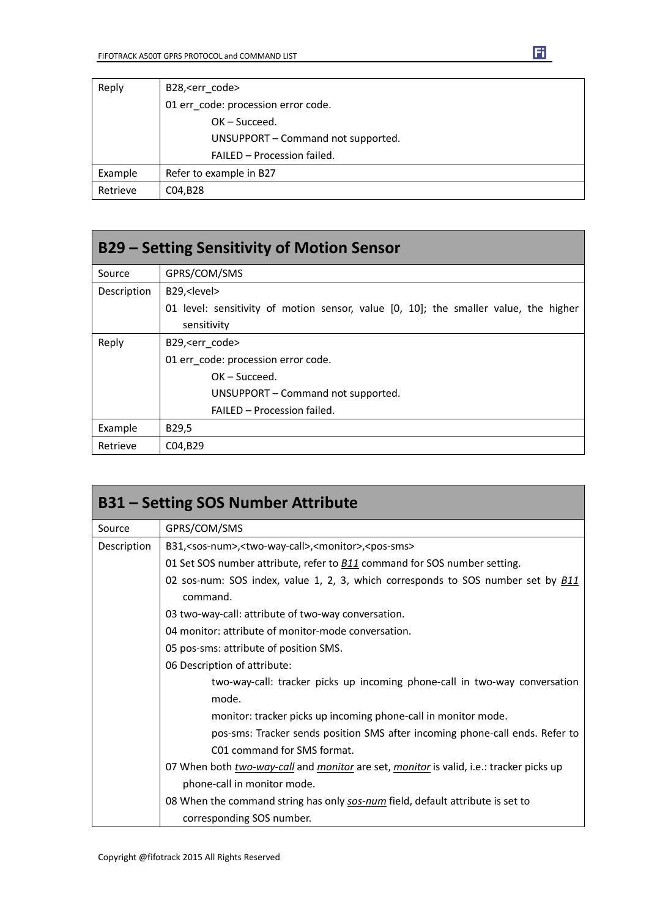| Reply | B28,<err_code><br>01 err_code: procession error code.<br>OK – Succeed.<br>UNSUPPORT – Command not supported.<br>FAILED – Procession failed. |
|---|---|
| Example | Refer to example in B27 |
| Retrieve | C04,B28 |

## B29 – Setting Sensitivity of Motion Sensor

| Source | GPRS/COM/SMS |
|---|---|
| Description | B29,<level><br>01 level: sensitivity of motion sensor, value [0, 10]; the smaller value, the higher sensitivity |
| Reply | B29,<err_code><br>01 err_code: procession error code.<br>OK – Succeed.<br>UNSUPPORT – Command not supported.<br>FAILED – Procession failed. |
| Example | B29,5 |
| Retrieve | C04,B29 |

## B31 – Setting SOS Number Attribute

| Source | GPRS/COM/SMS |
|---|---|
| Description | B31,<sos-num>,<two-way-call>,<monitor>,<pos-sms><br>01 Set SOS number attribute, refer to ***B11*** command for SOS number setting.<br>02 sos-num: SOS index, value 1, 2, 3, which corresponds to SOS number set by ***B11*** command.<br>03 two-way-call: attribute of two-way conversation.<br>04 monitor: attribute of monitor-mode conversation.<br>05 pos-sms: attribute of position SMS.<br>06 Description of attribute:<br>two-way-call: tracker picks up incoming phone-call in two-way conversation mode.<br>monitor: tracker picks up incoming phone-call in monitor mode.<br>pos-sms: Tracker sends position SMS after incoming phone-call ends. Refer to C01 command for SMS format.<br>07 When both *two-way-call* and *monitor* are set, *monitor* is valid, i.e.: tracker picks up phone-call in monitor mode.<br>08 When the command string has only *sos-num* field, default attribute is set to corresponding SOS number. |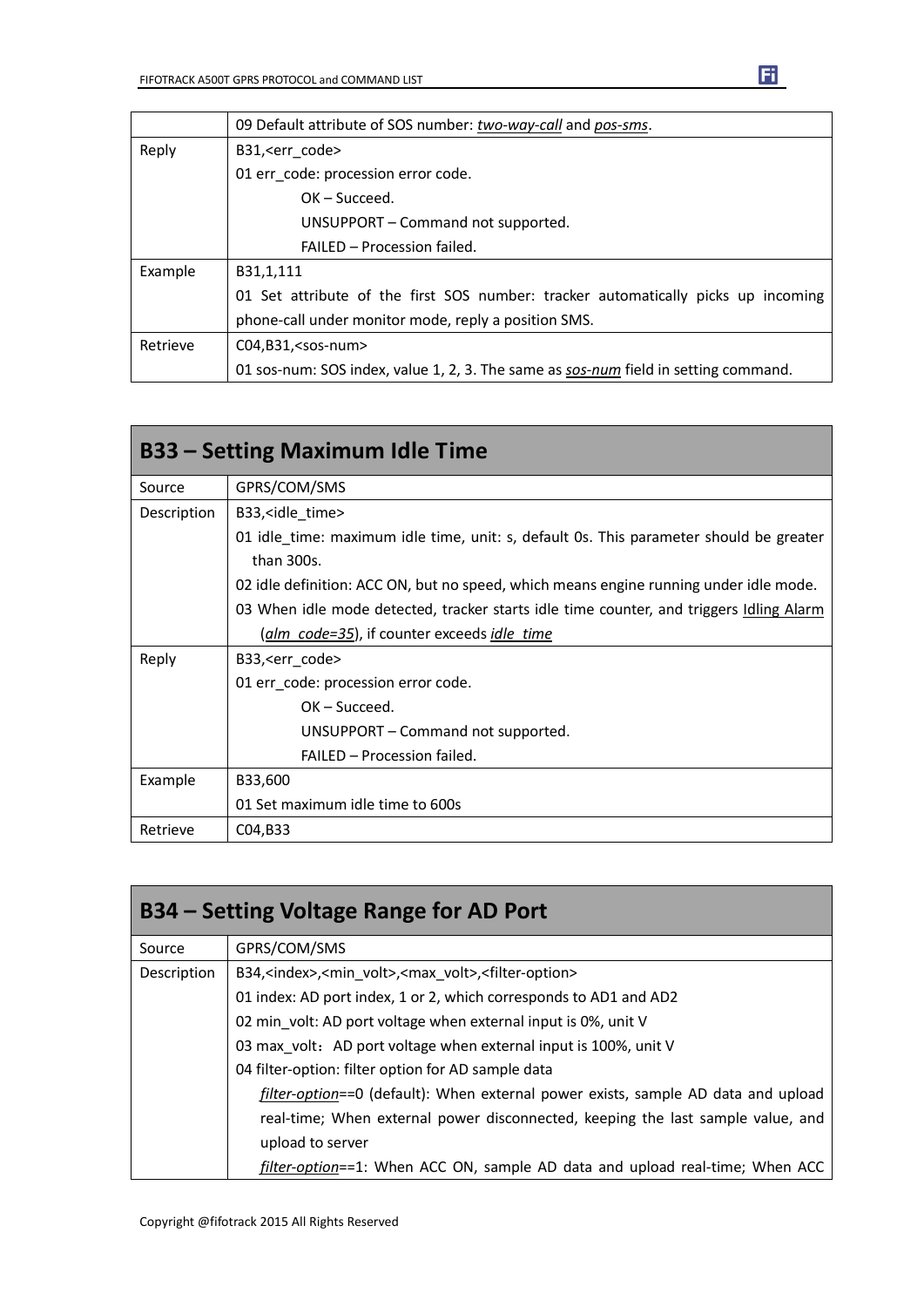| | |
|---|---|
| | 09 Default attribute of SOS number: *two-way-call* and *pos-sms*. |
| Reply | B31,<err_code><br>01 err_code: procession error code.<br>OK – Succeed.<br>UNSUPPORT – Command not supported.<br>FAILED – Procession failed. |
| Example | B31,1,111<br>01 Set attribute of the first SOS number: tracker automatically picks up incoming phone-call under monitor mode, reply a position SMS. |
| Retrieve | C04,B31,<sos-num><br>01 sos-num: SOS index, value 1, 2, 3. The same as *sos-num* field in setting command. |

## B33 – Setting Maximum Idle Time

| | |
|---|---|
| Source | GPRS/COM/SMS |
| Description | B33,<idle_time><br>01 idle_time: maximum idle time, unit: s, default 0s. This parameter should be greater than 300s.<br>02 idle definition: ACC ON, but no speed, which means engine running under idle mode.<br>03 When idle mode detected, tracker starts idle time counter, and triggers Idling Alarm (*alm_code=35*), if counter exceeds *idle_time* |
| Reply | B33,<err_code><br>01 err_code: procession error code.<br>OK – Succeed.<br>UNSUPPORT – Command not supported.<br>FAILED – Procession failed. |
| Example | B33,600<br>01 Set maximum idle time to 600s |
| Retrieve | C04,B33 |

## B34 – Setting Voltage Range for AD Port

| | |
|---|---|
| Source | GPRS/COM/SMS |
| Description | B34,<index>,<min_volt>,<max_volt>,<filter-option><br>01 index: AD port index, 1 or 2, which corresponds to AD1 and AD2<br>02 min_volt: AD port voltage when external input is 0%, unit V<br>03 max_volt： AD port voltage when external input is 100%, unit V<br>04 filter-option: filter option for AD sample data<br>*filter-option*==0 (default): When external power exists, sample AD data and upload real-time; When external power disconnected, keeping the last sample value, and upload to server<br>*filter-option*==1: When ACC ON, sample AD data and upload real-time; When ACC |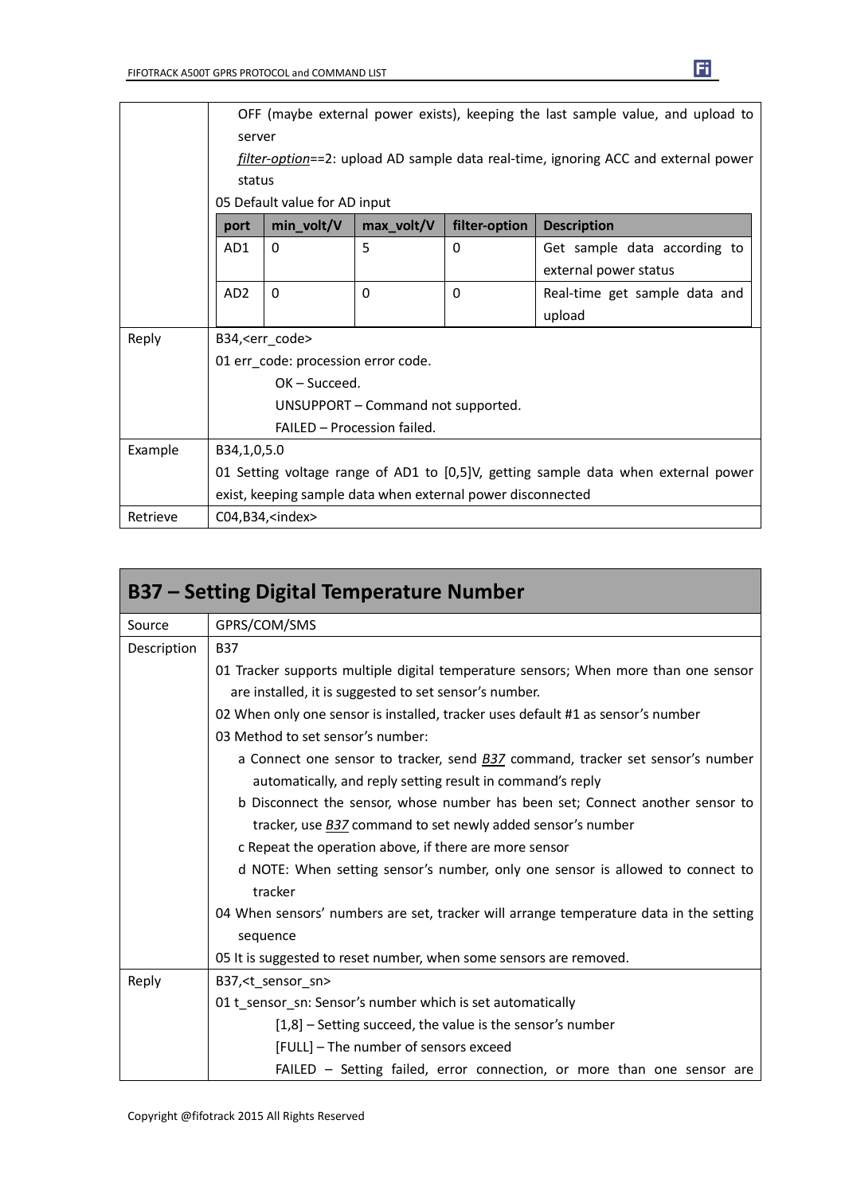| | |
|---|---|
| | OFF (maybe external power exists), keeping the last sample value, and upload to server<br>*filter-option*==2: upload AD sample data real-time, ignoring ACC and external power status<br>05 Default value for AD input<br><br>**port** / **min_volt/V** / **max_volt/V** / **filter-option** / **Description**<br>AD1 / 0 / 5 / 0 / Get sample data according to external power status<br>AD2 / 0 / 0 / 0 / Real-time get sample data and upload |
| Reply | B34,<err_code><br>01 err_code: procession error code.<br>OK – Succeed.<br>UNSUPPORT – Command not supported.<br>FAILED – Procession failed. |
| Example | B34,1,0,5.0<br>01 Setting voltage range of AD1 to [0,5]V, getting sample data when external power exist, keeping sample data when external power disconnected |
| Retrieve | C04,B34,<index> |

## B37 – Setting Digital Temperature Number

| | |
|---|---|
| Source | GPRS/COM/SMS |
| Description | B37<br>01 Tracker supports multiple digital temperature sensors; When more than one sensor are installed, it is suggested to set sensor's number.<br>02 When only one sensor is installed, tracker uses default #1 as sensor's number<br>03 Method to set sensor's number:<br>a Connect one sensor to tracker, send *B37* command, tracker set sensor's number automatically, and reply setting result in command's reply<br>b Disconnect the sensor, whose number has been set; Connect another sensor to tracker, use *B37* command to set newly added sensor's number<br>c Repeat the operation above, if there are more sensor<br>d NOTE: When setting sensor's number, only one sensor is allowed to connect to tracker<br>04 When sensors' numbers are set, tracker will arrange temperature data in the setting sequence<br>05 It is suggested to reset number, when some sensors are removed. |
| Reply | B37,<t_sensor_sn><br>01 t_sensor_sn: Sensor's number which is set automatically<br>[1,8] – Setting succeed, the value is the sensor's number<br>[FULL] – The number of sensors exceed<br>FAILED – Setting failed, error connection, or more than one sensor are |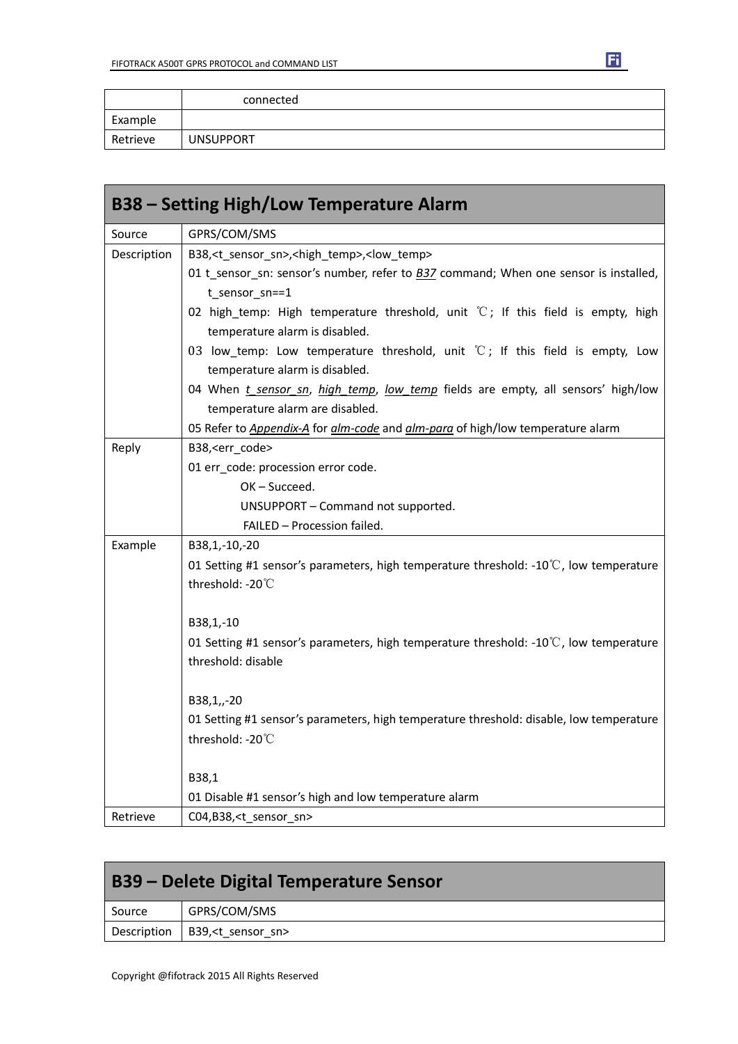| | connected |
|---|---|
| Example | |
| Retrieve | UNSUPPORT |

## B38 – Setting High/Low Temperature Alarm

| | |
|---|---|
| Source | GPRS/COM/SMS |
| Description | B38,<t_sensor_sn>,<high_temp>,<low_temp><br>01 t_sensor_sn: sensor's number, refer to *B37* command; When one sensor is installed, t_sensor_sn==1<br>02 high_temp: High temperature threshold, unit ℃; If this field is empty, high temperature alarm is disabled.<br>03 low_temp: Low temperature threshold, unit ℃; If this field is empty, Low temperature alarm is disabled.<br>04 When *t_sensor_sn*, *high_temp*, *low_temp* fields are empty, all sensors' high/low temperature alarm are disabled.<br>05 Refer to *Appendix-A* for *alm-code* and *alm-para* of high/low temperature alarm |
| Reply | B38,<err_code><br>01 err_code: procession error code.<br>OK – Succeed.<br>UNSUPPORT – Command not supported.<br>FAILED – Procession failed. |
| Example | B38,1,-10,-20<br>01 Setting #1 sensor's parameters, high temperature threshold: -10℃, low temperature threshold: -20℃<br><br>B38,1,-10<br>01 Setting #1 sensor's parameters, high temperature threshold: -10℃, low temperature threshold: disable<br><br>B38,1,,-20<br>01 Setting #1 sensor's parameters, high temperature threshold: disable, low temperature threshold: -20℃<br><br>B38,1<br>01 Disable #1 sensor's high and low temperature alarm |
| Retrieve | C04,B38,<t_sensor_sn> |

## B39 – Delete Digital Temperature Sensor

| | |
|---|---|
| Source | GPRS/COM/SMS |
| Description | B39,<t_sensor_sn> |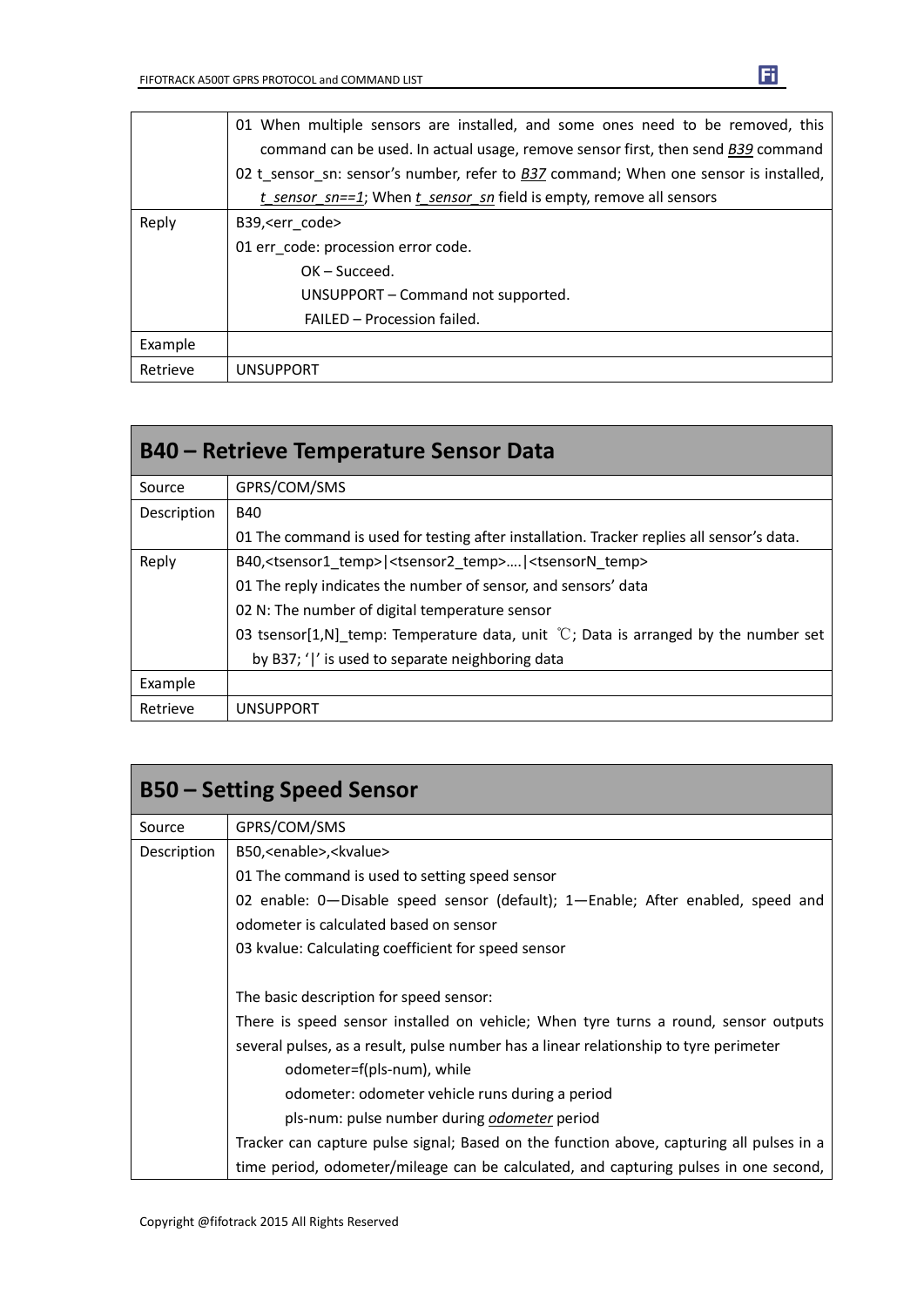| | |
|---|---|
| | 01 When multiple sensors are installed, and some ones need to be removed, this command can be used. In actual usage, remove sensor first, then send *B39* command<br>02 t_sensor_sn: sensor's number, refer to *B37* command; When one sensor is installed, *t_sensor_sn==1*; When *t_sensor_sn* field is empty, remove all sensors |
| Reply | B39,<err_code><br>01 err_code: procession error code.<br>OK – Succeed.<br>UNSUPPORT – Command not supported.<br>FAILED – Procession failed. |
| Example | |
| Retrieve | UNSUPPORT |

## B40 – Retrieve Temperature Sensor Data

| | |
|---|---|
| Source | GPRS/COM/SMS |
| Description | B40<br>01 The command is used for testing after installation. Tracker replies all sensor's data. |
| Reply | B40,<tsensor1_temp>\|<tsensor2_temp>….\|<tsensorN_temp><br>01 The reply indicates the number of sensor, and sensors' data<br>02 N: The number of digital temperature sensor<br>03 tsensor[1,N]_temp: Temperature data, unit ℃; Data is arranged by the number set by B37; '\|' is used to separate neighboring data |
| Example | |
| Retrieve | UNSUPPORT |

## B50 – Setting Speed Sensor

| | |
|---|---|
| Source | GPRS/COM/SMS |
| Description | B50,<enable>,<kvalue><br>01 The command is used to setting speed sensor<br>02 enable: 0—Disable speed sensor (default); 1—Enable; After enabled, speed and odometer is calculated based on sensor<br>03 kvalue: Calculating coefficient for speed sensor<br><br>The basic description for speed sensor:<br>There is speed sensor installed on vehicle; When tyre turns a round, sensor outputs several pulses, as a result, pulse number has a linear relationship to tyre perimeter<br>odometer=f(pls-num), while<br>odometer: odometer vehicle runs during a period<br>pls-num: pulse number during *odometer* period<br>Tracker can capture pulse signal; Based on the function above, capturing all pulses in a time period, odometer/mileage can be calculated, and capturing pulses in one second, |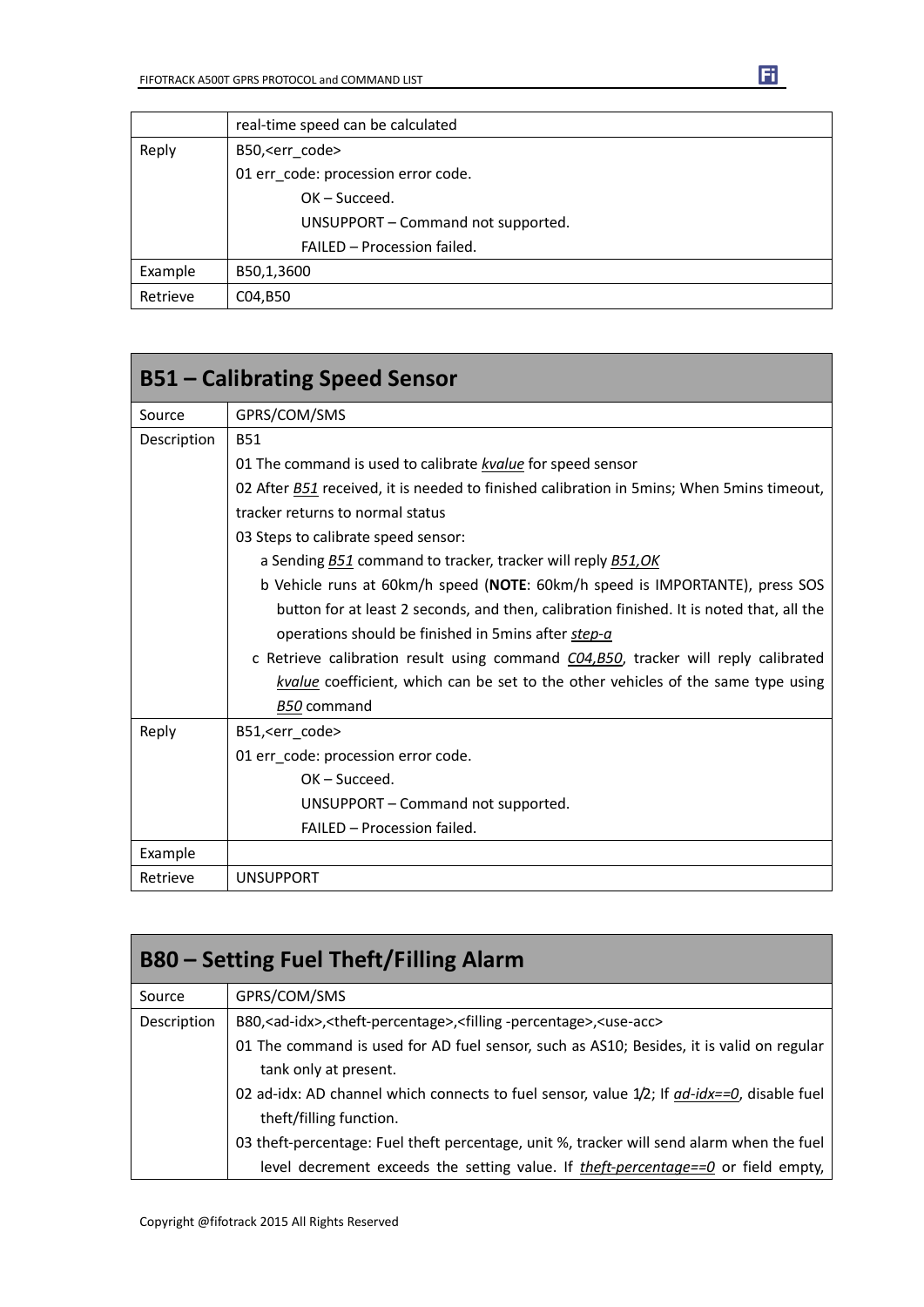| | real-time speed can be calculated |
|---|---|
| Reply | B50,<err_code><br>01 err_code: procession error code.<br>OK – Succeed.<br>UNSUPPORT – Command not supported.<br>FAILED – Procession failed. |
| Example | B50,1,3600 |
| Retrieve | C04,B50 |

## B51 – Calibrating Speed Sensor

| | |
|---|---|
| Source | GPRS/COM/SMS |
| Description | B51<br>01 The command is used to calibrate *kvalue* for speed sensor<br>02 After *B51* received, it is needed to finished calibration in 5mins; When 5mins timeout, tracker returns to normal status<br>03 Steps to calibrate speed sensor:<br>a Sending *B51* command to tracker, tracker will reply *B51,OK*<br>b Vehicle runs at 60km/h speed (**NOTE**: 60km/h speed is IMPORTANTE), press SOS button for at least 2 seconds, and then, calibration finished. It is noted that, all the operations should be finished in 5mins after *step-a*<br>c Retrieve calibration result using command *C04,B50*, tracker will reply calibrated *kvalue* coefficient, which can be set to the other vehicles of the same type using *B50* command |
| Reply | B51,<err_code><br>01 err_code: procession error code.<br>OK – Succeed.<br>UNSUPPORT – Command not supported.<br>FAILED – Procession failed. |
| Example | |
| Retrieve | UNSUPPORT |

## B80 – Setting Fuel Theft/Filling Alarm

| | |
|---|---|
| Source | GPRS/COM/SMS |
| Description | B80,<ad-idx>,<theft-percentage>,<filling -percentage>,<use-acc><br>01 The command is used for AD fuel sensor, such as AS10; Besides, it is valid on regular tank only at present.<br>02 ad-idx: AD channel which connects to fuel sensor, value 1/2; If *ad-idx==0*, disable fuel theft/filling function.<br>03 theft-percentage: Fuel theft percentage, unit %, tracker will send alarm when the fuel level decrement exceeds the setting value. If *theft-percentage==0* or field empty, |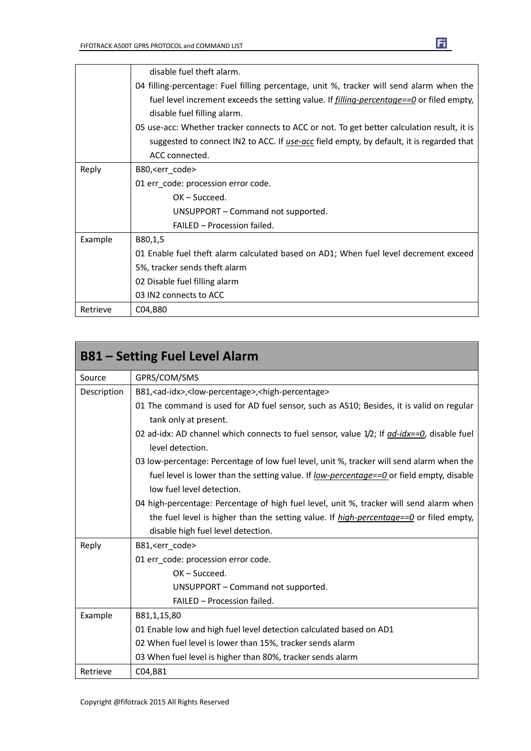| | |
|---|---|
| | disable fuel theft alarm.<br>04 filling-percentage: Fuel filling percentage, unit %, tracker will send alarm when the fuel level increment exceeds the setting value. If *filling-percentage==0* or filed empty, disable fuel filling alarm.<br>05 use-acc: Whether tracker connects to ACC or not. To get better calculation result, it is suggested to connect IN2 to ACC. If *use-acc* field empty, by default, it is regarded that ACC connected. |
| Reply | B80,<err_code><br>01 err_code: procession error code.<br>OK – Succeed.<br>UNSUPPORT – Command not supported.<br>FAILED – Procession failed. |
| Example | B80,1,5<br>01 Enable fuel theft alarm calculated based on AD1; When fuel level decrement exceed 5%, tracker sends theft alarm<br>02 Disable fuel filling alarm<br>03 IN2 connects to ACC |
| Retrieve | C04,B80 |

## B81 – Setting Fuel Level Alarm

| | |
|---|---|
| Source | GPRS/COM/SMS |
| Description | B81,<ad-idx>,<low-percentage>,<high-percentage><br>01 The command is used for AD fuel sensor, such as AS10; Besides, it is valid on regular tank only at present.<br>02 ad-idx: AD channel which connects to fuel sensor, value 1/2; If *ad-idx==0*, disable fuel level detection.<br>03 low-percentage: Percentage of low fuel level, unit %, tracker will send alarm when the fuel level is lower than the setting value. If *low-percentage==0* or field empty, disable low fuel level detection.<br>04 high-percentage: Percentage of high fuel level, unit %, tracker will send alarm when the fuel level is higher than the setting value. If *high-percentage==0* or filed empty, disable high fuel level detection. |
| Reply | B81,<err_code><br>01 err_code: procession error code.<br>OK – Succeed.<br>UNSUPPORT – Command not supported.<br>FAILED – Procession failed. |
| Example | B81,1,15,80<br>01 Enable low and high fuel level detection calculated based on AD1<br>02 When fuel level is lower than 15%, tracker sends alarm<br>03 When fuel level is higher than 80%, tracker sends alarm |
| Retrieve | C04,B81 |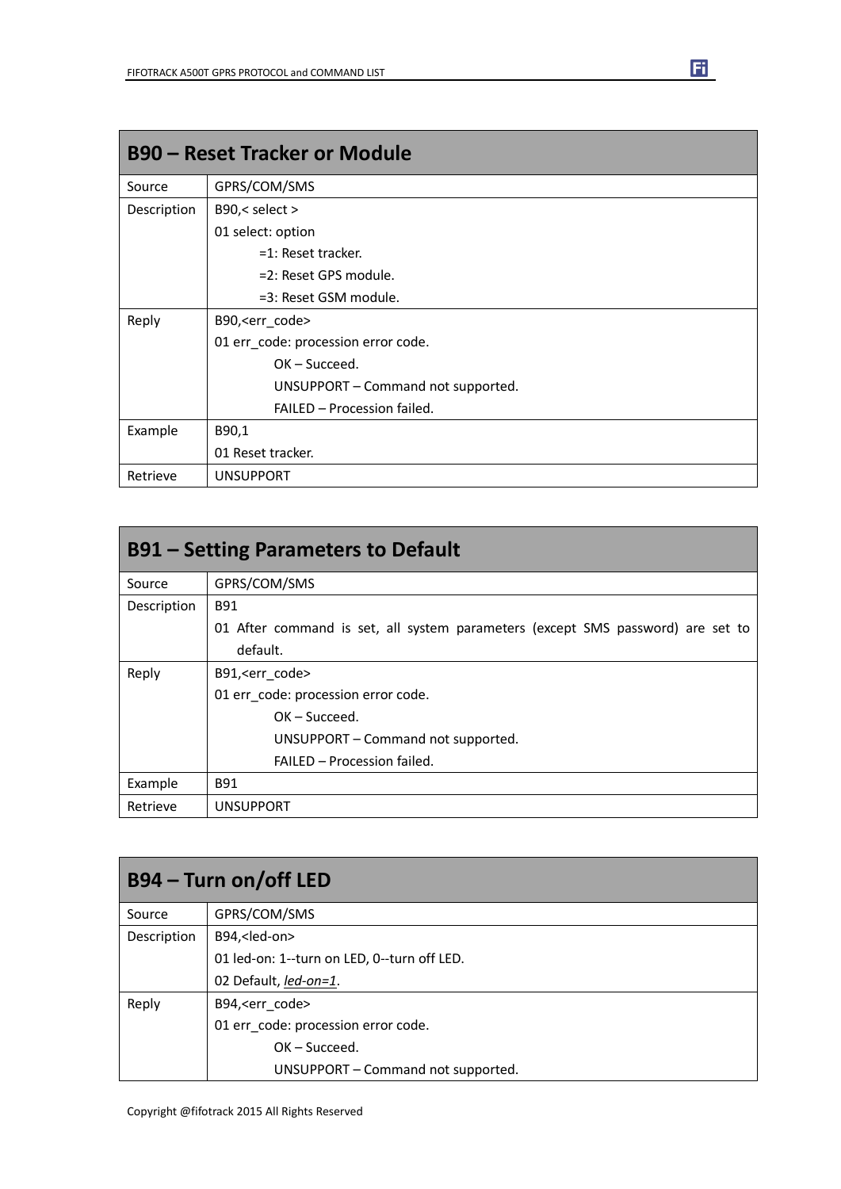## B90 – Reset Tracker or Module

| | |
|---|---|
| Source | GPRS/COM/SMS |
| Description | B90,< select ><br>01 select: option<br>=1: Reset tracker.<br>=2: Reset GPS module.<br>=3: Reset GSM module. |
| Reply | B90,<err_code><br>01 err_code: procession error code.<br>OK – Succeed.<br>UNSUPPORT – Command not supported.<br>FAILED – Procession failed. |
| Example | B90,1<br>01 Reset tracker. |
| Retrieve | UNSUPPORT |

## B91 – Setting Parameters to Default

| | |
|---|---|
| Source | GPRS/COM/SMS |
| Description | B91<br>01 After command is set, all system parameters (except SMS password) are set to default. |
| Reply | B91,<err_code><br>01 err_code: procession error code.<br>OK – Succeed.<br>UNSUPPORT – Command not supported.<br>FAILED – Procession failed. |
| Example | B91 |
| Retrieve | UNSUPPORT |

## B94 – Turn on/off LED

| | |
|---|---|
| Source | GPRS/COM/SMS |
| Description | B94,<led-on><br>01 led-on: 1--turn on LED, 0--turn off LED.<br>02 Default, *led-on=1*. |
| Reply | B94,<err_code><br>01 err_code: procession error code.<br>OK – Succeed.<br>UNSUPPORT – Command not supported. |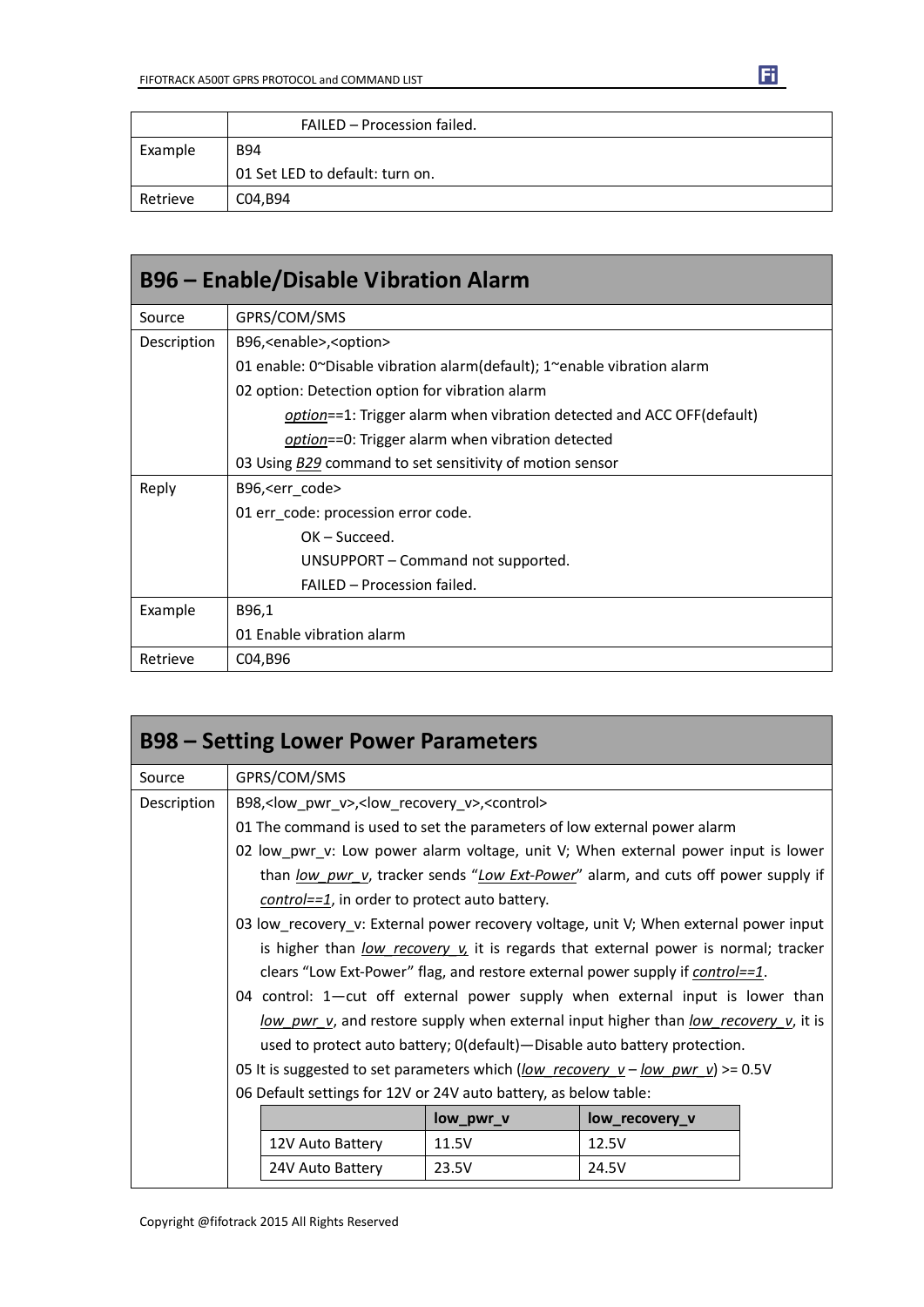| | |
|---|---|
| | FAILED – Procession failed. |
| Example | B94<br>01 Set LED to default: turn on. |
| Retrieve | C04,B94 |

## B96 – Enable/Disable Vibration Alarm

| | |
|---|---|
| Source | GPRS/COM/SMS |
| Description | B96,<enable>,<option><br>01 enable: 0~Disable vibration alarm(default); 1~enable vibration alarm<br>02 option: Detection option for vibration alarm<br>*option*==1: Trigger alarm when vibration detected and ACC OFF(default)<br>*option*==0: Trigger alarm when vibration detected<br>03 Using *B29* command to set sensitivity of motion sensor |
| Reply | B96,<err_code><br>01 err_code: procession error code.<br>OK – Succeed.<br>UNSUPPORT – Command not supported.<br>FAILED – Procession failed. |
| Example | B96,1<br>01 Enable vibration alarm |
| Retrieve | C04,B96 |

## B98 – Setting Lower Power Parameters

| | |
|---|---|
| Source | GPRS/COM/SMS |
| Description | B98,<low_pwr_v>,<low_recovery_v>,<control><br>01 The command is used to set the parameters of low external power alarm<br>02 low_pwr_v: Low power alarm voltage, unit V; When external power input is lower than *low_pwr_v*, tracker sends "*Low Ext-Power*" alarm, and cuts off power supply if *control==1*, in order to protect auto battery.<br>03 low_recovery_v: External power recovery voltage, unit V; When external power input is higher than *low_recovery_v,* it is regards that external power is normal; tracker clears "Low Ext-Power" flag, and restore external power supply if *control==1*.<br>04 control: 1—cut off external power supply when external input is lower than *low_pwr_v*, and restore supply when external input higher than *low_recovery_v*, it is used to protect auto battery; 0(default)—Disable auto battery protection.<br>05 It is suggested to set parameters which (*low_recovery_v* – *low_pwr_v*) >= 0.5V<br>06 Default settings for 12V or 24V auto battery, as below table: |

| | low_pwr_v | low_recovery_v |
|---|---|---|
| 12V Auto Battery | 11.5V | 12.5V |
| 24V Auto Battery | 23.5V | 24.5V |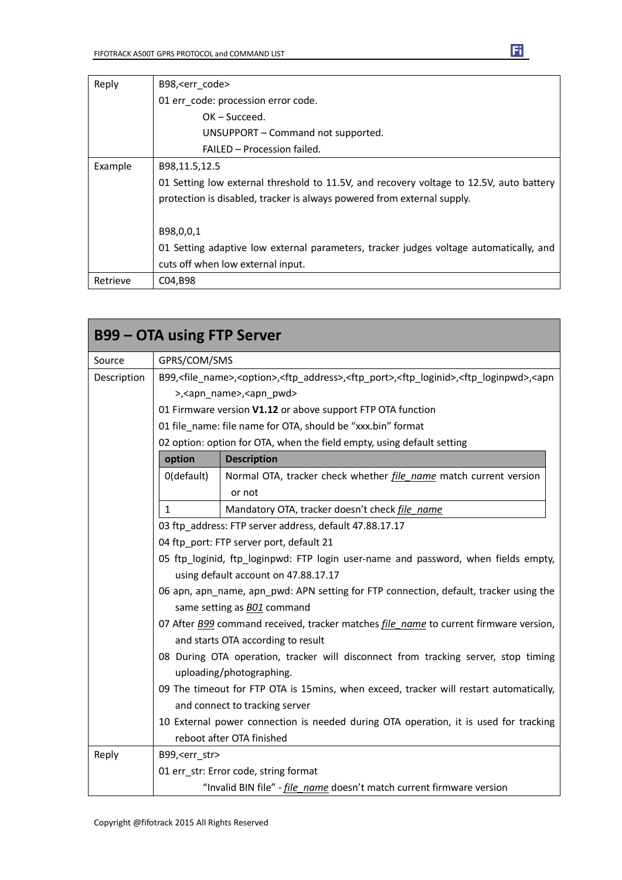| | |
|---|---|
| Reply | B98,<err_code><br>01 err_code: procession error code.<br>OK – Succeed.<br>UNSUPPORT – Command not supported.<br>FAILED – Procession failed. |
| Example | B98,11.5,12.5<br>01 Setting low external threshold to 11.5V, and recovery voltage to 12.5V, auto battery protection is disabled, tracker is always powered from external supply.<br><br>B98,0,0,1<br>01 Setting adaptive low external parameters, tracker judges voltage automatically, and cuts off when low external input. |
| Retrieve | C04,B98 |

## B99 – OTA using FTP Server

| | |
|---|---|
| Source | GPRS/COM/SMS |
| Description | B99,<file_name>,<option>,<ftp_address>,<ftp_port>,<ftp_loginid>,<ftp_loginpwd>,<apn>,<apn_name>,<apn_pwd><br>01 Firmware version **V1.12** or above support FTP OTA function<br>01 file_name: file name for OTA, should be "xxx.bin" format<br>02 option: option for OTA, when the field empty, using default setting<br>**option** – **Description**<br>0(default) – Normal OTA, tracker check whether *file_name* match current version or not<br>1 – Mandatory OTA, tracker doesn't check *file_name*<br>03 ftp_address: FTP server address, default 47.88.17.17<br>04 ftp_port: FTP server port, default 21<br>05 ftp_loginid, ftp_loginpwd: FTP login user-name and password, when fields empty, using default account on 47.88.17.17<br>06 apn, apn_name, apn_pwd: APN setting for FTP connection, default, tracker using the same setting as *B01* command<br>07 After *B99* command received, tracker matches *file_name* to current firmware version, and starts OTA according to result<br>08 During OTA operation, tracker will disconnect from tracking server, stop timing uploading/photographing.<br>09 The timeout for FTP OTA is 15mins, when exceed, tracker will restart automatically, and connect to tracking server<br>10 External power connection is needed during OTA operation, it is used for tracking reboot after OTA finished |
| Reply | B99,<err_str><br>01 err_str: Error code, string format<br>"Invalid BIN file" - *file_name* doesn't match current firmware version |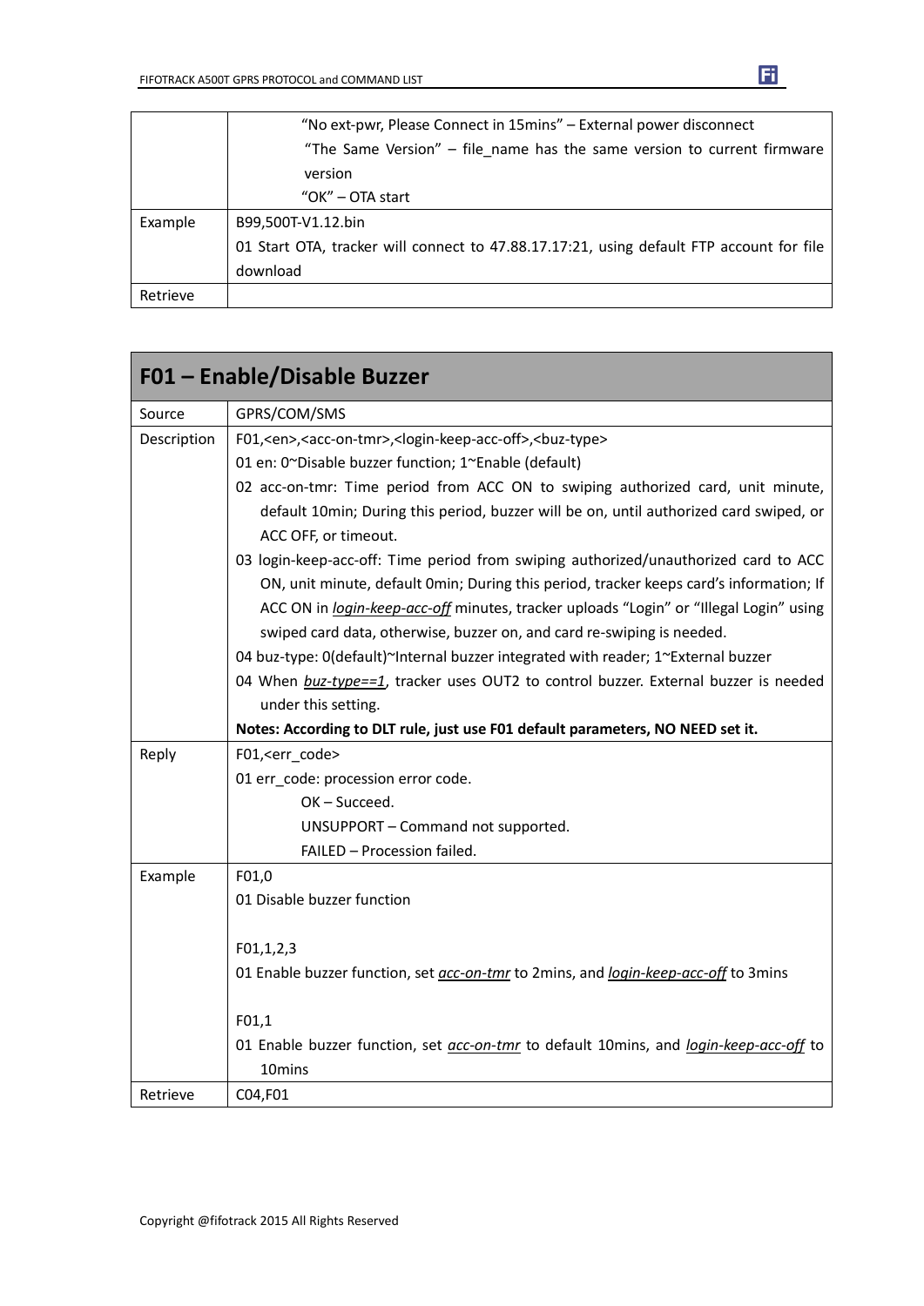| | |
|---|---|
| | "No ext-pwr, Please Connect in 15mins" – External power disconnect<br>"The Same Version" – file_name has the same version to current firmware version<br>"OK" – OTA start |
| Example | B99,500T-V1.12.bin<br>01 Start OTA, tracker will connect to 47.88.17.17:21, using default FTP account for file download |
| Retrieve | |

## F01 – Enable/Disable Buzzer

| | |
|---|---|
| Source | GPRS/COM/SMS |
| Description | F01,<en>,<acc-on-tmr>,<login-keep-acc-off>,<buz-type><br>01 en: 0~Disable buzzer function; 1~Enable (default)<br>02 acc-on-tmr: Time period from ACC ON to swiping authorized card, unit minute, default 10min; During this period, buzzer will be on, until authorized card swiped, or ACC OFF, or timeout.<br>03 login-keep-acc-off: Time period from swiping authorized/unauthorized card to ACC ON, unit minute, default 0min; During this period, tracker keeps card's information; If ACC ON in *login-keep-acc-off* minutes, tracker uploads "Login" or "Illegal Login" using swiped card data, otherwise, buzzer on, and card re-swiping is needed.<br>04 buz-type: 0(default)~Internal buzzer integrated with reader; 1~External buzzer<br>04 When *buz-type==1*, tracker uses OUT2 to control buzzer. External buzzer is needed under this setting.<br>**Notes: According to DLT rule, just use F01 default parameters, NO NEED set it.** |
| Reply | F01,<err_code><br>01 err_code: procession error code.<br>OK – Succeed.<br>UNSUPPORT – Command not supported.<br>FAILED – Procession failed. |
| Example | F01,0<br>01 Disable buzzer function<br><br>F01,1,2,3<br>01 Enable buzzer function, set *acc-on-tmr* to 2mins, and *login-keep-acc-off* to 3mins<br><br>F01,1<br>01 Enable buzzer function, set *acc-on-tmr* to default 10mins, and *login-keep-acc-off* to 10mins |
| Retrieve | C04,F01 |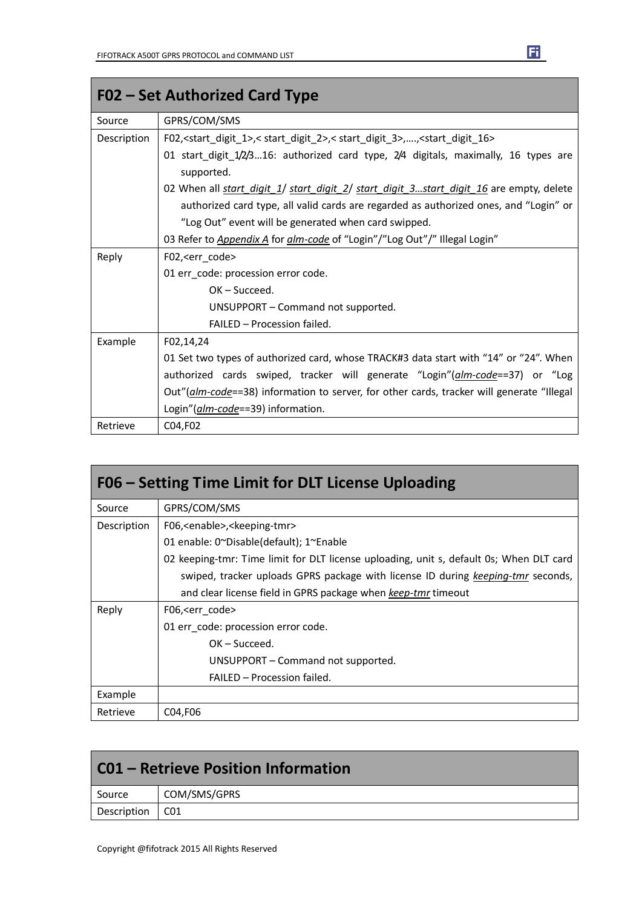## F02 – Set Authorized Card Type

| | |
|---|---|
| Source | GPRS/COM/SMS |
| Description | F02,<start_digit_1>,< start_digit_2>,< start_digit_3>,….,<start_digit_16><br>01 start_digit_1/2/3…16: authorized card type, 2/4 digitals, maximally, 16 types are supported.<br>02 When all *start_digit_1*/ *start_digit_2*/ *start_digit_3…start_digit_16* are empty, delete authorized card type, all valid cards are regarded as authorized ones, and "Login" or "Log Out" event will be generated when card swipped.<br>03 Refer to *Appendix A* for *alm-code* of "Login"/"Log Out"/" Illegal Login" |
| Reply | F02,<err_code><br>01 err_code: procession error code.<br>OK – Succeed.<br>UNSUPPORT – Command not supported.<br>FAILED – Procession failed. |
| Example | F02,14,24<br>01 Set two types of authorized card, whose TRACK#3 data start with "14" or "24". When authorized cards swiped, tracker will generate "Login"(*alm-code*==37) or "Log Out"(*alm-code*==38) information to server, for other cards, tracker will generate "Illegal Login"(*alm-code*==39) information. |
| Retrieve | C04,F02 |

## F06 – Setting Time Limit for DLT License Uploading

| | |
|---|---|
| Source | GPRS/COM/SMS |
| Description | F06,<enable>,<keeping-tmr><br>01 enable: 0~Disable(default); 1~Enable<br>02 keeping-tmr: Time limit for DLT license uploading, unit s, default 0s; When DLT card swiped, tracker uploads GPRS package with license ID during *keeping-tmr* seconds, and clear license field in GPRS package when *keep-tmr* timeout |
| Reply | F06,<err_code><br>01 err_code: procession error code.<br>OK – Succeed.<br>UNSUPPORT – Command not supported.<br>FAILED – Procession failed. |
| Example | |
| Retrieve | C04,F06 |

## C01 – Retrieve Position Information

| | |
|---|---|
| Source | COM/SMS/GPRS |
| Description | C01 |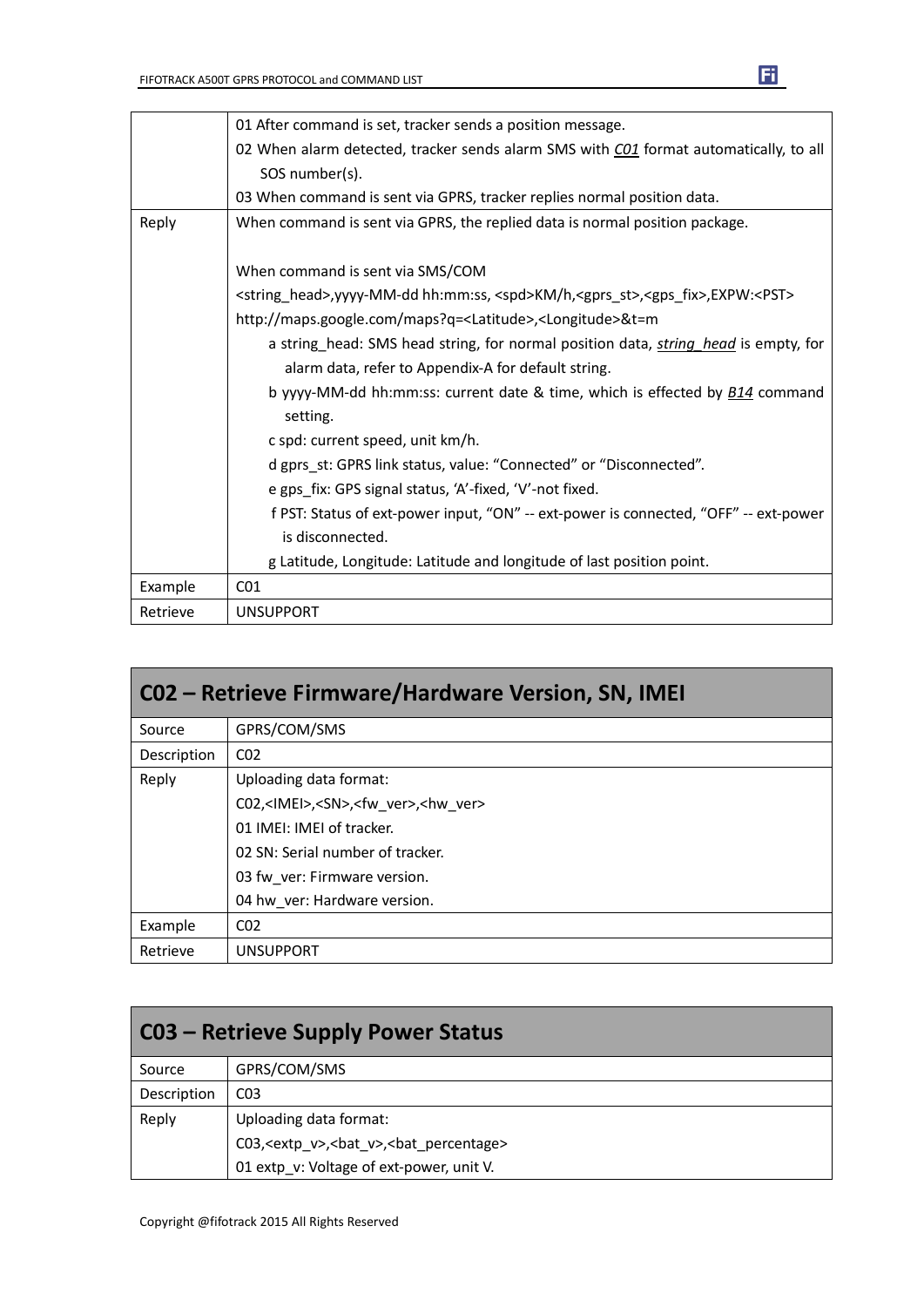| | |
|---|---|
| | 01 After command is set, tracker sends a position message.<br>02 When alarm detected, tracker sends alarm SMS with *C01* format automatically, to all SOS number(s).<br>03 When command is sent via GPRS, tracker replies normal position data. |
| Reply | When command is sent via GPRS, the replied data is normal position package.<br><br>When command is sent via SMS/COM<br><string_head>,yyyy-MM-dd hh:mm:ss, <spd>KM/h,<gprs_st>,<gps_fix>,EXPW:<PST><br>http://maps.google.com/maps?q=<Latitude>,<Longitude>&t=m<br>a string_head: SMS head string, for normal position data, *string_head* is empty, for alarm data, refer to Appendix-A for default string.<br>b yyyy-MM-dd hh:mm:ss: current date & time, which is effected by *B14* command setting.<br>c spd: current speed, unit km/h.<br>d gprs_st: GPRS link status, value: “Connected” or “Disconnected”.<br>e gps_fix: GPS signal status, ‘A’-fixed, ‘V’-not fixed.<br>f PST: Status of ext-power input, “ON” -- ext-power is connected, “OFF” -- ext-power is disconnected.<br>g Latitude, Longitude: Latitude and longitude of last position point. |
| Example | C01 |
| Retrieve | UNSUPPORT |

## C02 – Retrieve Firmware/Hardware Version, SN, IMEI

| | |
|---|---|
| Source | GPRS/COM/SMS |
| Description | C02 |
| Reply | Uploading data format:<br>C02,<IMEI>,<SN>,<fw_ver>,<hw_ver><br>01 IMEI: IMEI of tracker.<br>02 SN: Serial number of tracker.<br>03 fw_ver: Firmware version.<br>04 hw_ver: Hardware version. |
| Example | C02 |
| Retrieve | UNSUPPORT |

## C03 – Retrieve Supply Power Status

| | |
|---|---|
| Source | GPRS/COM/SMS |
| Description | C03 |
| Reply | Uploading data format:<br>C03,<extp_v>,<bat_v>,<bat_percentage><br>01 extp_v: Voltage of ext-power, unit V. |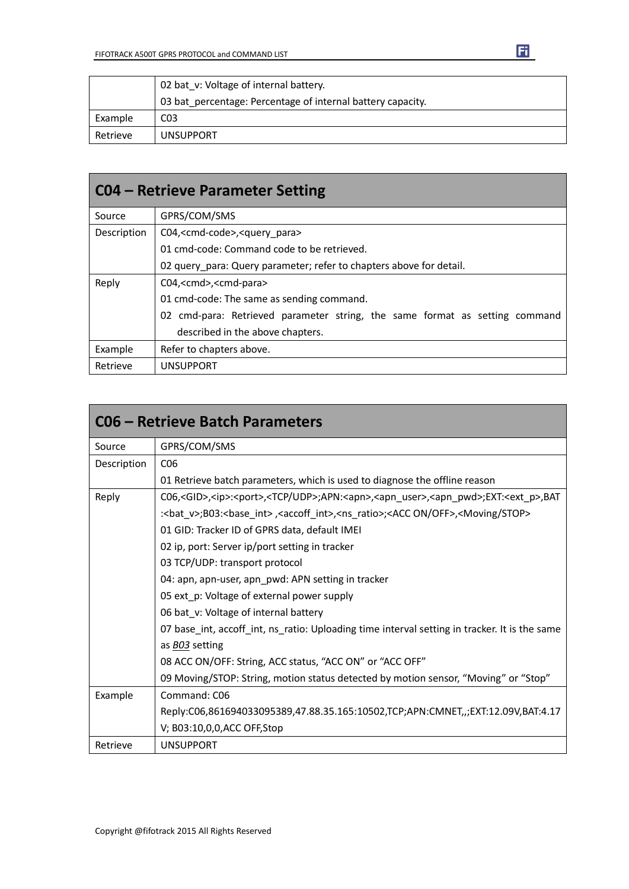| | |
|---|---|
| | 02 bat_v: Voltage of internal battery.<br>03 bat_percentage: Percentage of internal battery capacity. |
| Example | C03 |
| Retrieve | UNSUPPORT |

## C04 – Retrieve Parameter Setting

| | |
|---|---|
| Source | GPRS/COM/SMS |
| Description | C04,<cmd-code>,<query_para><br>01 cmd-code: Command code to be retrieved.<br>02 query_para: Query parameter; refer to chapters above for detail. |
| Reply | C04,<cmd>,<cmd-para><br>01 cmd-code: The same as sending command.<br>02 cmd-para: Retrieved parameter string, the same format as setting command described in the above chapters. |
| Example | Refer to chapters above. |
| Retrieve | UNSUPPORT |

## C06 – Retrieve Batch Parameters

| | |
|---|---|
| Source | GPRS/COM/SMS |
| Description | C06<br>01 Retrieve batch parameters, which is used to diagnose the offline reason |
| Reply | C06,<GID>,<ip>:<port>,<TCP/UDP>;APN:<apn>,<apn_user>,<apn_pwd>;EXT:<ext_p>,BAT:<bat_v>;B03:<base_int> ,<accoff_int>,<ns_ratio>;<ACC ON/OFF>,<Moving/STOP><br>01 GID: Tracker ID of GPRS data, default IMEI<br>02 ip, port: Server ip/port setting in tracker<br>03 TCP/UDP: transport protocol<br>04: apn, apn-user, apn_pwd: APN setting in tracker<br>05 ext_p: Voltage of external power supply<br>06 bat_v: Voltage of internal battery<br>07 base_int, accoff_int, ns_ratio: Uploading time interval setting in tracker. It is the same as *B03* setting<br>08 ACC ON/OFF: String, ACC status, "ACC ON" or "ACC OFF"<br>09 Moving/STOP: String, motion status detected by motion sensor, "Moving" or "Stop" |
| Example | Command: C06<br>Reply:C06,861694033095389,47.88.35.165:10502,TCP;APN:CMNET,,;EXT:12.09V,BAT:4.17V; B03:10,0,0,ACC OFF,Stop |
| Retrieve | UNSUPPORT |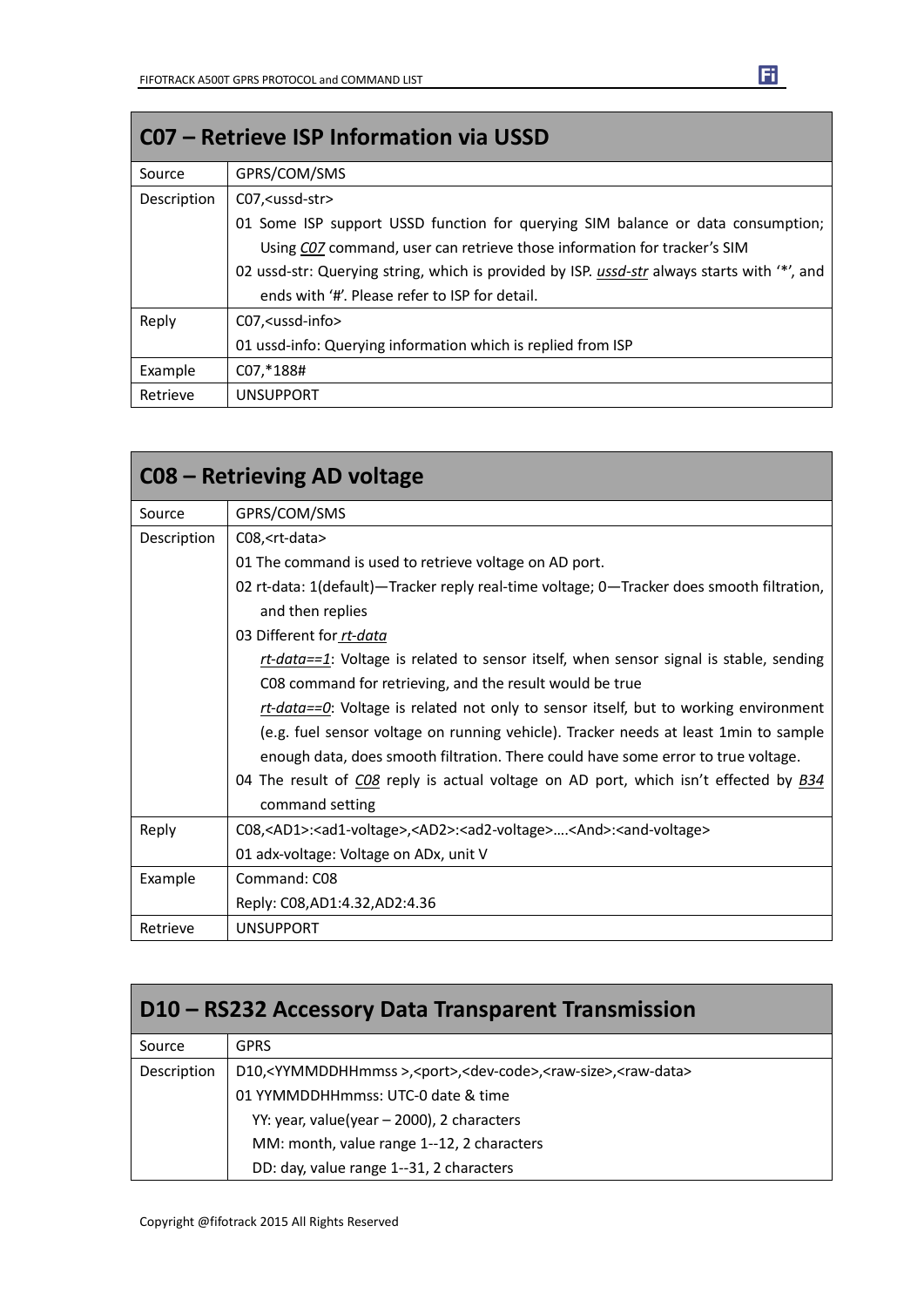## C07 – Retrieve ISP Information via USSD

| | |
|---|---|
| Source | GPRS/COM/SMS |
| Description | C07,<ussd-str><br>01 Some ISP support USSD function for querying SIM balance or data consumption; Using *C07* command, user can retrieve those information for tracker's SIM<br>02 ussd-str: Querying string, which is provided by ISP. *ussd-str* always starts with '*', and ends with '#'. Please refer to ISP for detail. |
| Reply | C07,<ussd-info><br>01 ussd-info: Querying information which is replied from ISP |
| Example | C07,*188# |
| Retrieve | UNSUPPORT |

## C08 – Retrieving AD voltage

| | |
|---|---|
| Source | GPRS/COM/SMS |
| Description | C08,<rt-data><br>01 The command is used to retrieve voltage on AD port.<br>02 rt-data: 1(default)—Tracker reply real-time voltage; 0—Tracker does smooth filtration, and then replies<br>03 Different for *rt-data*<br>*rt-data==1*: Voltage is related to sensor itself, when sensor signal is stable, sending C08 command for retrieving, and the result would be true<br>*rt-data==0*: Voltage is related not only to sensor itself, but to working environment (e.g. fuel sensor voltage on running vehicle). Tracker needs at least 1min to sample enough data, does smooth filtration. There could have some error to true voltage.<br>04 The result of *C08* reply is actual voltage on AD port, which isn't effected by *B34* command setting |
| Reply | C08,<AD1>:<ad1-voltage>,<AD2>:<ad2-voltage>….<And>:<and-voltage><br>01 adx-voltage: Voltage on ADx, unit V |
| Example | Command: C08<br>Reply: C08,AD1:4.32,AD2:4.36 |
| Retrieve | UNSUPPORT |

## D10 – RS232 Accessory Data Transparent Transmission

| | |
|---|---|
| Source | GPRS |
| Description | D10,<YYMMDDHHmmss >,<port>,<dev-code>,<raw-size>,<raw-data><br>01 YYMMDDHHmmss: UTC-0 date & time<br>YY: year, value(year – 2000), 2 characters<br>MM: month, value range 1--12, 2 characters<br>DD: day, value range 1--31, 2 characters |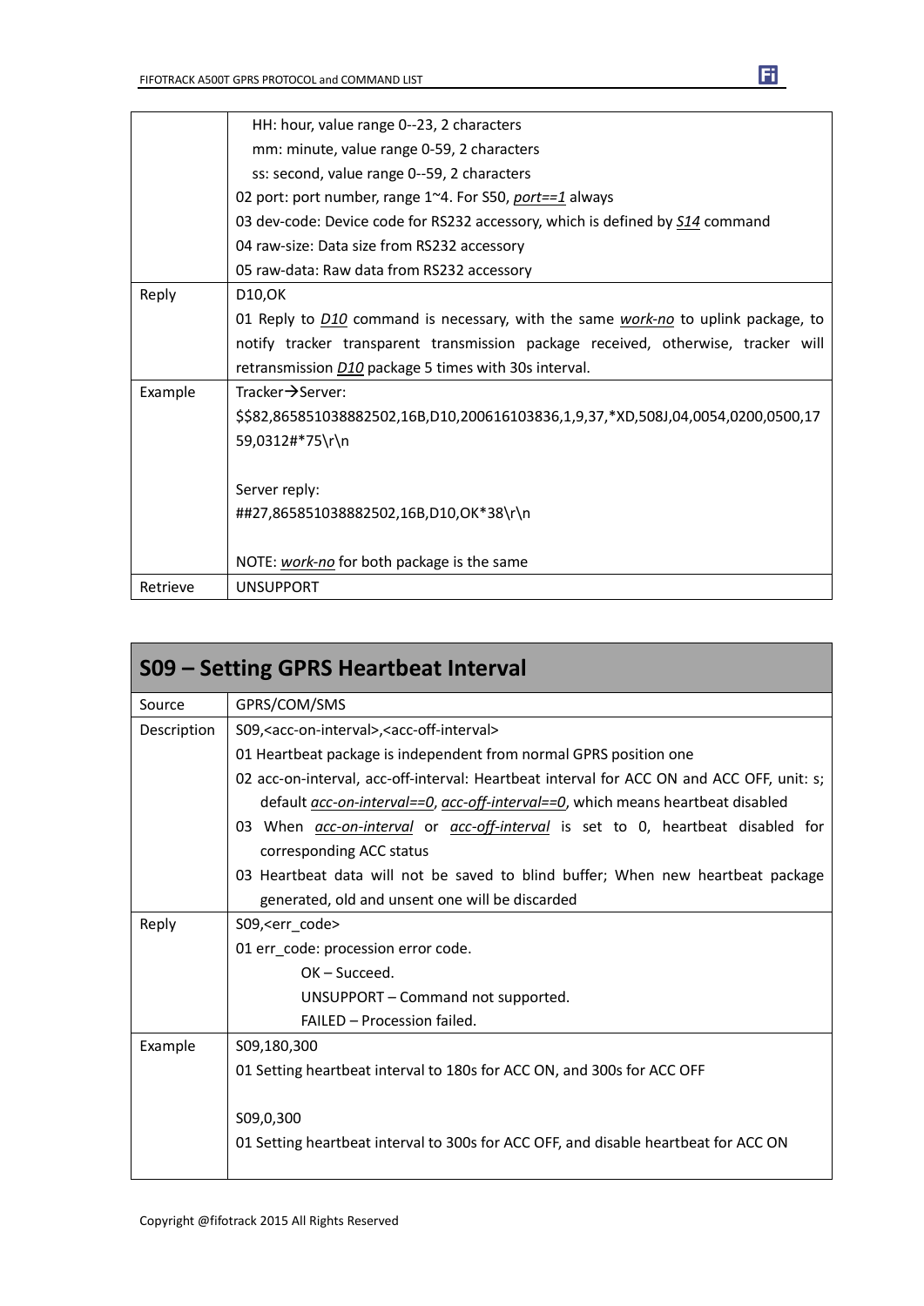| | |
|---|---|
| | HH: hour, value range 0--23, 2 characters<br>mm: minute, value range 0-59, 2 characters<br>ss: second, value range 0--59, 2 characters<br>02 port: port number, range 1~4. For S50, *port==1* always<br>03 dev-code: Device code for RS232 accessory, which is defined by *S14* command<br>04 raw-size: Data size from RS232 accessory<br>05 raw-data: Raw data from RS232 accessory |
| Reply | D10,OK<br>01 Reply to *D10* command is necessary, with the same *work-no* to uplink package, to notify tracker transparent transmission package received, otherwise, tracker will retransmission *D10* package 5 times with 30s interval. |
| Example | Tracker→Server:<br>$$82,865851038882502,16B,D10,200616103836,1,9,37,*XD,508J,04,0054,0200,0500,1759,0312#*75\r\n<br><br>Server reply:<br>##27,865851038882502,16B,D10,OK*38\r\n<br><br>NOTE: *work-no* for both package is the same |
| Retrieve | UNSUPPORT |

## S09 – Setting GPRS Heartbeat Interval

| | |
|---|---|
| Source | GPRS/COM/SMS |
| Description | S09,<acc-on-interval>,<acc-off-interval><br>01 Heartbeat package is independent from normal GPRS position one<br>02 acc-on-interval, acc-off-interval: Heartbeat interval for ACC ON and ACC OFF, unit: s; default *acc-on-interval==0*, *acc-off-interval==0*, which means heartbeat disabled<br>03 When *acc-on-interval* or *acc-off-interval* is set to 0, heartbeat disabled for corresponding ACC status<br>03 Heartbeat data will not be saved to blind buffer; When new heartbeat package generated, old and unsent one will be discarded |
| Reply | S09,<err_code><br>01 err_code: procession error code.<br>OK – Succeed.<br>UNSUPPORT – Command not supported.<br>FAILED – Procession failed. |
| Example | S09,180,300<br>01 Setting heartbeat interval to 180s for ACC ON, and 300s for ACC OFF<br><br>S09,0,300<br>01 Setting heartbeat interval to 300s for ACC OFF, and disable heartbeat for ACC ON |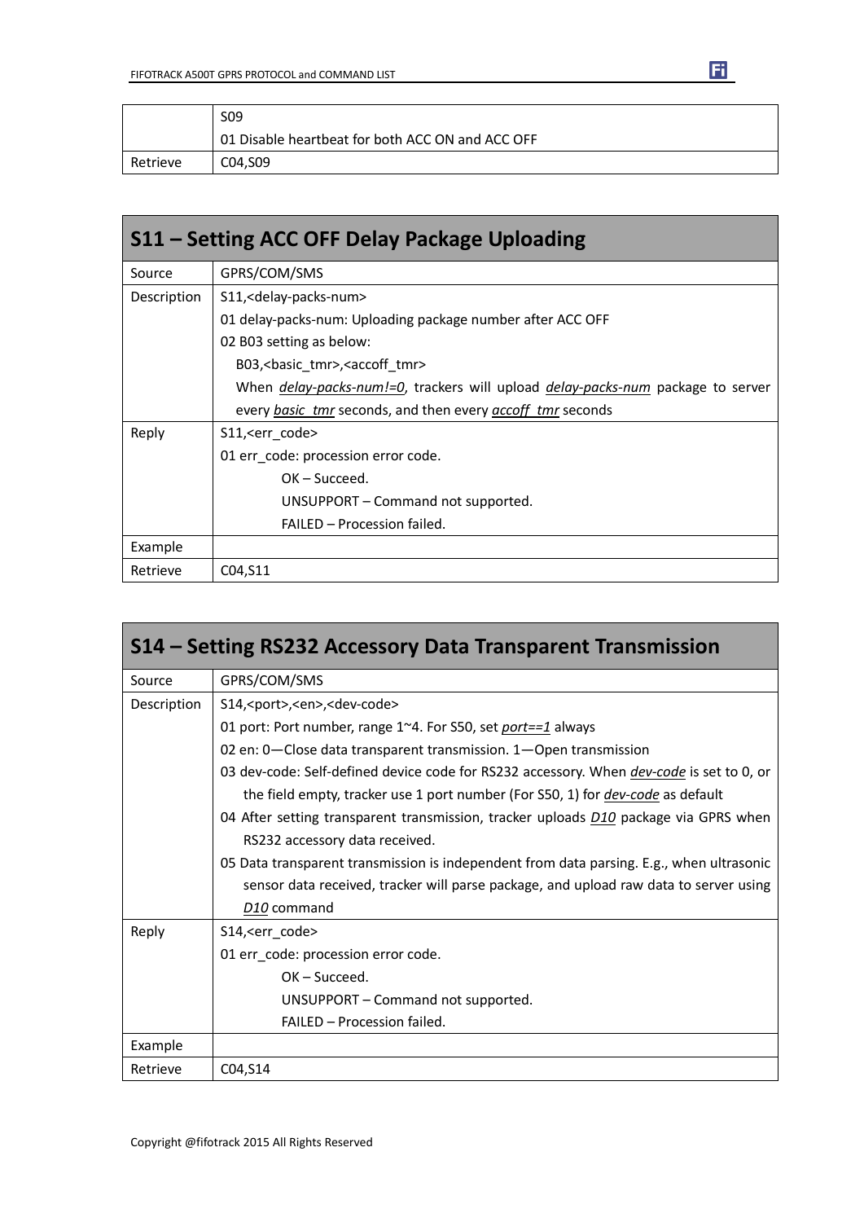| | |
|---|---|
| | S09<br>01 Disable heartbeat for both ACC ON and ACC OFF |
| Retrieve | C04,S09 |

## S11 – Setting ACC OFF Delay Package Uploading

| | |
|---|---|
| Source | GPRS/COM/SMS |
| Description | S11,<delay-packs-num><br>01 delay-packs-num: Uploading package number after ACC OFF<br>02 B03 setting as below:<br>B03,<basic_tmr>,<accoff_tmr><br>When *delay-packs-num!=0*, trackers will upload *delay-packs-num* package to server every *basic_tmr* seconds, and then every *accoff_tmr* seconds |
| Reply | S11,<err_code><br>01 err_code: procession error code.<br>OK – Succeed.<br>UNSUPPORT – Command not supported.<br>FAILED – Procession failed. |
| Example | |
| Retrieve | C04,S11 |

## S14 – Setting RS232 Accessory Data Transparent Transmission

| | |
|---|---|
| Source | GPRS/COM/SMS |
| Description | S14,<port>,<en>,<dev-code><br>01 port: Port number, range 1~4. For S50, set *port==1* always<br>02 en: 0—Close data transparent transmission. 1—Open transmission<br>03 dev-code: Self-defined device code for RS232 accessory. When *dev-code* is set to 0, or the field empty, tracker use 1 port number (For S50, 1) for *dev-code* as default<br>04 After setting transparent transmission, tracker uploads *D10* package via GPRS when RS232 accessory data received.<br>05 Data transparent transmission is independent from data parsing. E.g., when ultrasonic sensor data received, tracker will parse package, and upload raw data to server using *D10* command |
| Reply | S14,<err_code><br>01 err_code: procession error code.<br>OK – Succeed.<br>UNSUPPORT – Command not supported.<br>FAILED – Procession failed. |
| Example | |
| Retrieve | C04,S14 |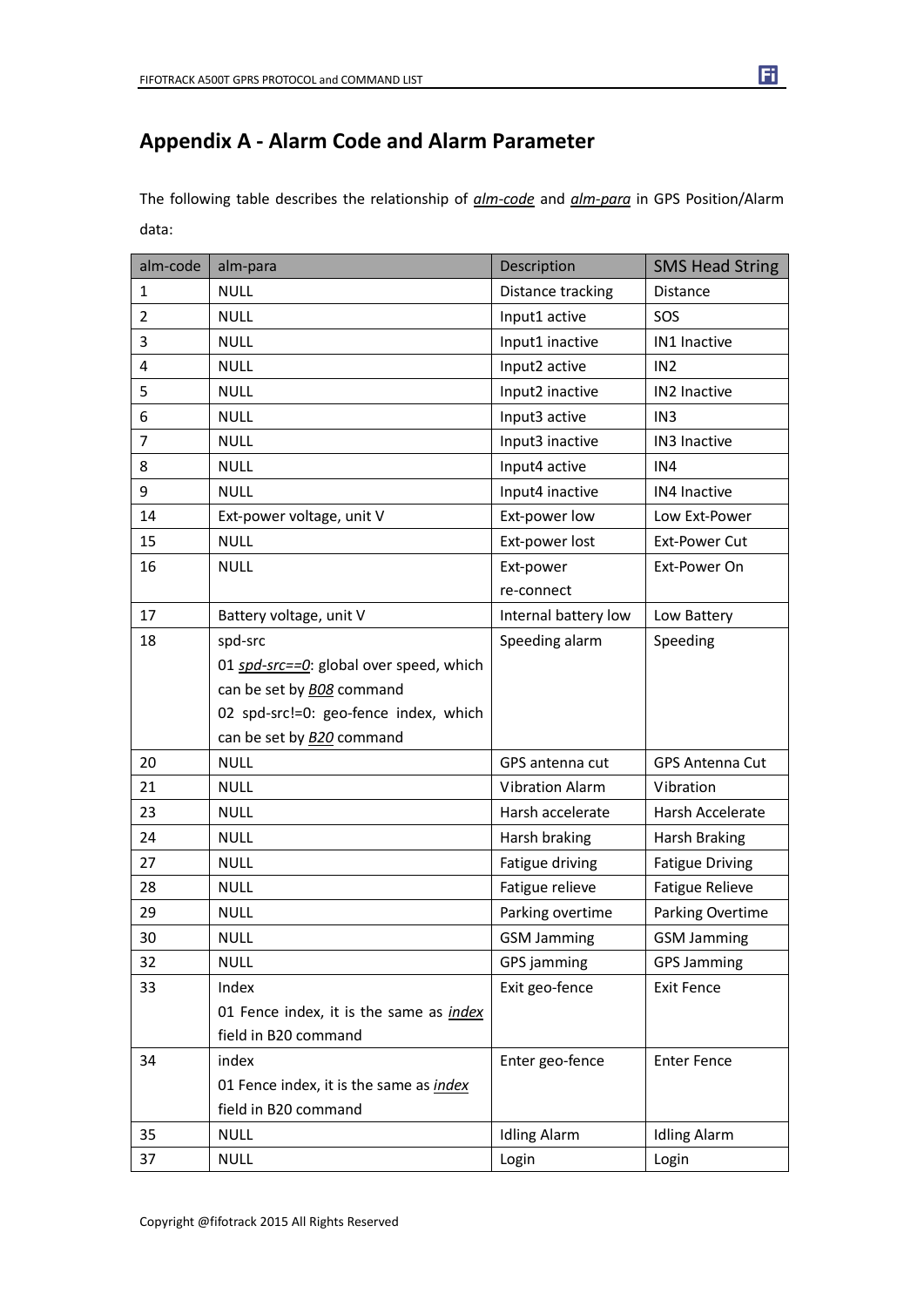## Appendix A - Alarm Code and Alarm Parameter

The following table describes the relationship of *alm-code* and *alm-para* in GPS Position/Alarm data:

| alm-code | alm-para | Description | SMS Head String |
|---|---|---|---|
| 1 | NULL | Distance tracking | Distance |
| 2 | NULL | Input1 active | SOS |
| 3 | NULL | Input1 inactive | IN1 Inactive |
| 4 | NULL | Input2 active | IN2 |
| 5 | NULL | Input2 inactive | IN2 Inactive |
| 6 | NULL | Input3 active | IN3 |
| 7 | NULL | Input3 inactive | IN3 Inactive |
| 8 | NULL | Input4 active | IN4 |
| 9 | NULL | Input4 inactive | IN4 Inactive |
| 14 | Ext-power voltage, unit V | Ext-power low | Low Ext-Power |
| 15 | NULL | Ext-power lost | Ext-Power Cut |
| 16 | NULL | Ext-power re-connect | Ext-Power On |
| 17 | Battery voltage, unit V | Internal battery low | Low Battery |
| 18 | spd-src<br>01 *spd-src==0*: global over speed, which can be set by *B08* command<br>02 spd-src!=0: geo-fence index, which can be set by *B20* command | Speeding alarm | Speeding |
| 20 | NULL | GPS antenna cut | GPS Antenna Cut |
| 21 | NULL | Vibration Alarm | Vibration |
| 23 | NULL | Harsh accelerate | Harsh Accelerate |
| 24 | NULL | Harsh braking | Harsh Braking |
| 27 | NULL | Fatigue driving | Fatigue Driving |
| 28 | NULL | Fatigue relieve | Fatigue Relieve |
| 29 | NULL | Parking overtime | Parking Overtime |
| 30 | NULL | GSM Jamming | GSM Jamming |
| 32 | NULL | GPS jamming | GPS Jamming |
| 33 | Index<br>01 Fence index, it is the same as *index* field in B20 command | Exit geo-fence | Exit Fence |
| 34 | index<br>01 Fence index, it is the same as *index* field in B20 command | Enter geo-fence | Enter Fence |
| 35 | NULL | Idling Alarm | Idling Alarm |
| 37 | NULL | Login | Login |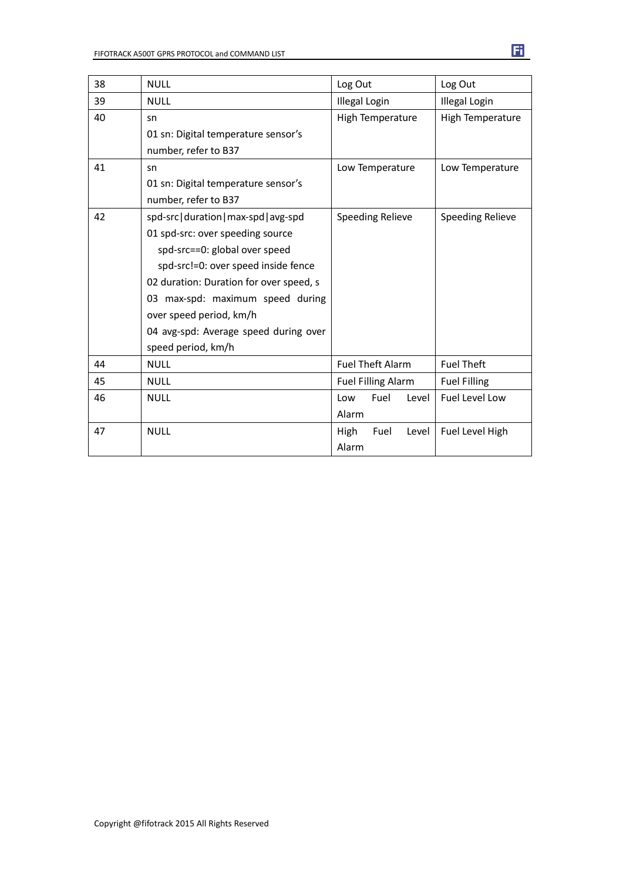| | | | |
|---|---|---|---|
| 38 | NULL | Log Out | Log Out |
| 39 | NULL | Illegal Login | Illegal Login |
| 40 | sn<br>01 sn: Digital temperature sensor's number, refer to B37 | High Temperature | High Temperature |
| 41 | sn<br>01 sn: Digital temperature sensor's number, refer to B37 | Low Temperature | Low Temperature |
| 42 | spd-src\|duration\|max-spd\|avg-spd<br>01 spd-src: over speeding source<br>spd-src==0: global over speed<br>spd-src!=0: over speed inside fence<br>02 duration: Duration for over speed, s<br>03 max-spd: maximum speed during over speed period, km/h<br>04 avg-spd: Average speed during over speed period, km/h | Speeding Relieve | Speeding Relieve |
| 44 | NULL | Fuel Theft Alarm | Fuel Theft |
| 45 | NULL | Fuel Filling Alarm | Fuel Filling |
| 46 | NULL | Low Fuel Level Alarm | Fuel Level Low |
| 47 | NULL | High Fuel Level Alarm | Fuel Level High |